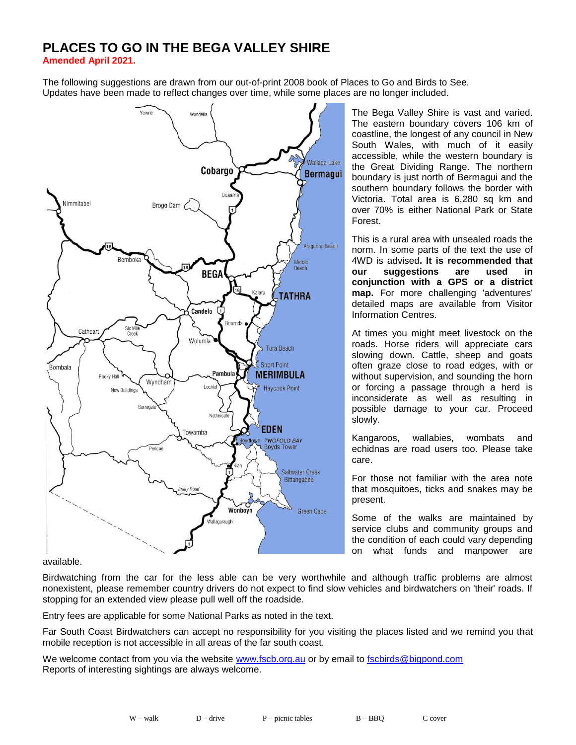# PLACES TO GO IN THE BEGA VALLEY SHIRE

**Amended April 2021.**

The following suggestions are drawn from our out-of-print 2008 book of Places to Go and Birds to See. Updates have been made to reflect changes over time, while some places are no longer included.

The Bega Valley Shire is vast and varied. The eastern boundary covers 106 km of coastline, the longest of any council in New South Wales, with much of it easily accessible, while the western boundary is the Great Dividing Range. The northern boundary is just north of Bermagui and the southern boundary follows the border with Victoria. Total area is 6,280 sq km and over 70% is either National Park or State Forest.

This is a rural area with unsealed roads the norm. In some parts of the text the use of 4WD is advised**. It is recommended that our suggestions are used in conjunction with a GPS or a district map.** For more challenging 'adventures' detailed maps are available from Visitor Information Centres.

At times you might meet livestock on the roads. Horse riders will appreciate cars slowing down. Cattle, sheep and goats often graze close to road edges, with or without supervision, and sounding the horn or forcing a passage through a herd is inconsiderate as well as resulting in possible damage to your car. Proceed slowly.

Kangaroos, wallabies, wombats and echidnas are road users too. Please take care.

For those not familiar with the area note that mosquitoes, ticks and snakes may be present.

Some of the walks are maintained by service clubs and community groups and the condition of each could vary depending on what funds and manpower are available.

Birdwatching from the car for the less able can be very worthwhile and although traffic problems are almost nonexistent, please remember country drivers do not expect to find slow vehicles and birdwatchers on 'their' roads. If stopping for an extended view please pull well off the roadside.

Entry fees are applicable for some National Parks as noted in the text.

Far South Coast Birdwatchers can accept no responsibility for you visiting the places listed and we remind you that mobile reception is not accessible in all areas of the far south coast.

We welcome contact from you via the website www.fscb.org.au or by email to fscbirds@bigpond.com
Reports of interesting sightings are always welcome.

W – walk D – drive P – picnic tables B – BBQ C cover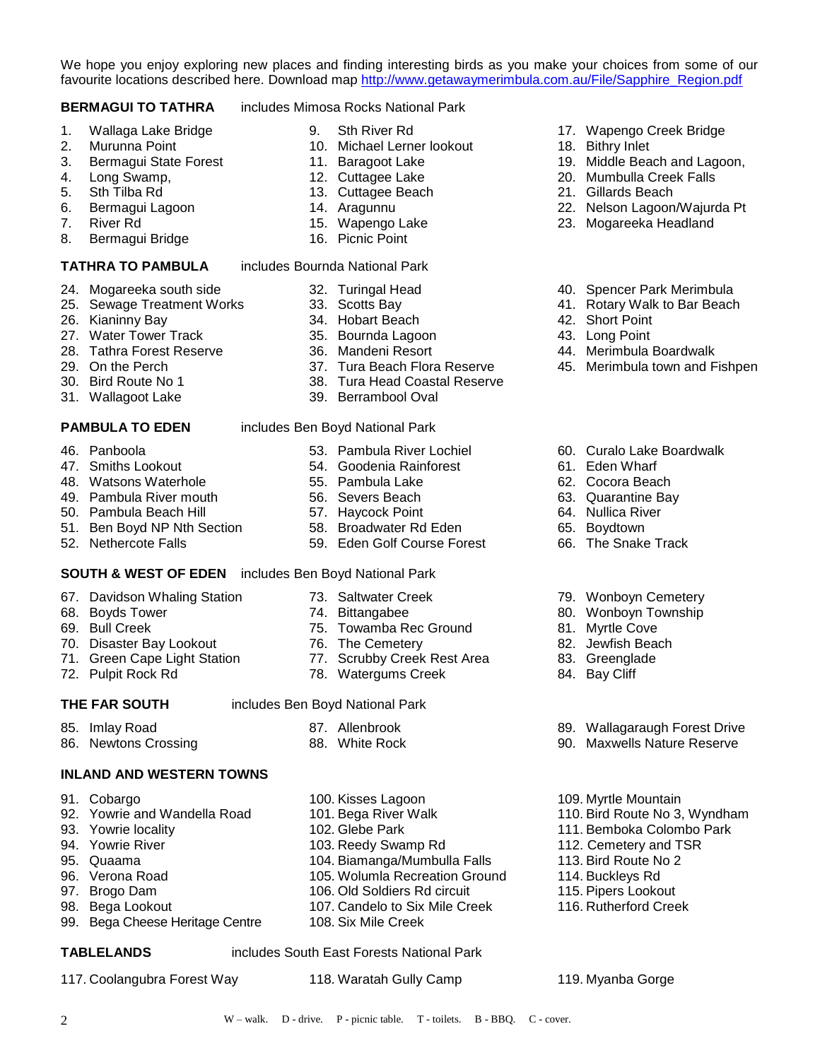We hope you enjoy exploring new places and finding interesting birds as you make your choices from some of our favourite locations described here. Download map http://www.getawaymerimbula.com.au/File/Sapphire_Region.pdf

**BERMAGUI TO TATHRA** includes Mimosa Rocks National Park

1. Wallaga Lake Bridge
2. Murunna Point
3. Bermagui State Forest
4. Long Swamp,
5. Sth Tilba Rd
6. Bermagui Lagoon
7. River Rd
8. Bermagui Bridge
9. Sth River Rd
10. Michael Lerner lookout
11. Baragoot Lake
12. Cuttagee Lake
13. Cuttagee Beach
14. Aragunnu
15. Wapengo Lake
16. Picnic Point
17. Wapengo Creek Bridge
18. Bithry Inlet
19. Middle Beach and Lagoon,
20. Mumbulla Creek Falls
21. Gillards Beach
22. Nelson Lagoon/Wajurda Pt
23. Mogareeka Headland

**TATHRA TO PAMBULA** includes Bournda National Park

24. Mogareeka south side
25. Sewage Treatment Works
26. Kianinny Bay
27. Water Tower Track
28. Tathra Forest Reserve
29. On the Perch
30. Bird Route No 1
31. Wallagoot Lake
32. Turingal Head
33. Scotts Bay
34. Hobart Beach
35. Bournda Lagoon
36. Mandeni Resort
37. Tura Beach Flora Reserve
38. Tura Head Coastal Reserve
39. Berrambool Oval
40. Spencer Park Merimbula
41. Rotary Walk to Bar Beach
42. Short Point
43. Long Point
44. Merimbula Boardwalk
45. Merimbula town and Fishpen

**PAMBULA TO EDEN** includes Ben Boyd National Park

46. Panboola
47. Smiths Lookout
48. Watsons Waterhole
49. Pambula River mouth
50. Pambula Beach Hill
51. Ben Boyd NP Nth Section
52. Nethercote Falls
53. Pambula River Lochiel
54. Goodenia Rainforest
55. Pambula Lake
56. Severs Beach
57. Haycock Point
58. Broadwater Rd Eden
59. Eden Golf Course Forest
60. Curalo Lake Boardwalk
61. Eden Wharf
62. Cocora Beach
63. Quarantine Bay
64. Nullica River
65. Boydtown
66. The Snake Track

**SOUTH & WEST OF EDEN** includes Ben Boyd National Park

67. Davidson Whaling Station
68. Boyds Tower
69. Bull Creek
70. Disaster Bay Lookout
71. Green Cape Light Station
72. Pulpit Rock Rd
73. Saltwater Creek
74. Bittangabee
75. Towamba Rec Ground
76. The Cemetery
77. Scrubby Creek Rest Area
78. Watergums Creek
79. Wonboyn Cemetery
80. Wonboyn Township
81. Myrtle Cove
82. Jewfish Beach
83. Greenglade
84. Bay Cliff

**THE FAR SOUTH** includes Ben Boyd National Park

85. Imlay Road
86. Newtons Crossing
87. Allenbrook
88. White Rock
89. Wallagaraugh Forest Drive
90. Maxwells Nature Reserve

**INLAND AND WESTERN TOWNS**

91. Cobargo
92. Yowrie and Wandella Road
93. Yowrie locality
94. Yowrie River
95. Quaama
96. Verona Road
97. Brogo Dam
98. Bega Lookout
99. Bega Cheese Heritage Centre
100. Kisses Lagoon
101. Bega River Walk
102. Glebe Park
103. Reedy Swamp Rd
104. Biamanga/Mumbulla Falls
105. Wolumla Recreation Ground
106. Old Soldiers Rd circuit
107. Candelo to Six Mile Creek
108. Six Mile Creek
109. Myrtle Mountain
110. Bird Route No 3, Wyndham
111. Bemboka Colombo Park
112. Cemetery and TSR
113. Bird Route No 2
114. Buckleys Rd
115. Pipers Lookout
116. Rutherford Creek

**TABLELANDS** includes South East Forests National Park

117. Coolangubra Forest Way
118. Waratah Gully Camp
119. Myanba Gorge

W – walk. D - drive. P - picnic table. T - toilets. B - BBQ. C - cover.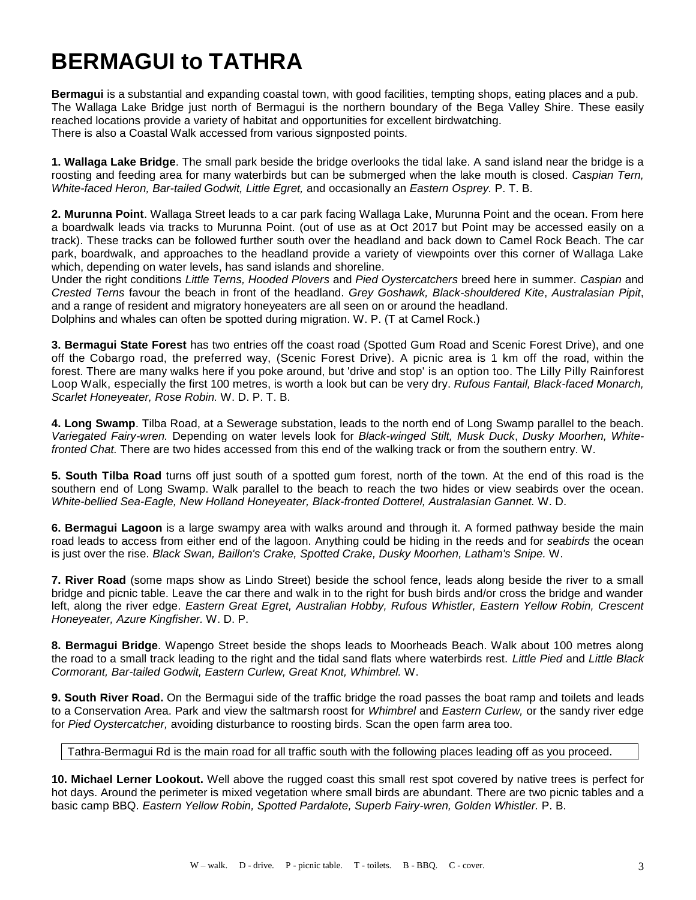# BERMAGUI to TATHRA

**Bermagui** is a substantial and expanding coastal town, with good facilities, tempting shops, eating places and a pub. The Wallaga Lake Bridge just north of Bermagui is the northern boundary of the Bega Valley Shire. These easily reached locations provide a variety of habitat and opportunities for excellent birdwatching.
There is also a Coastal Walk accessed from various signposted points.

**1. Wallaga Lake Bridge**. The small park beside the bridge overlooks the tidal lake. A sand island near the bridge is a roosting and feeding area for many waterbirds but can be submerged when the lake mouth is closed. *Caspian Tern, White-faced Heron, Bar-tailed Godwit, Little Egret,* and occasionally an *Eastern Osprey.* P. T. B.

**2. Murunna Point**. Wallaga Street leads to a car park facing Wallaga Lake, Murunna Point and the ocean. From here a boardwalk leads via tracks to Murunna Point. (out of use as at Oct 2017 but Point may be accessed easily on a track). These tracks can be followed further south over the headland and back down to Camel Rock Beach. The car park, boardwalk, and approaches to the headland provide a variety of viewpoints over this corner of Wallaga Lake which, depending on water levels, has sand islands and shoreline.
Under the right conditions *Little Terns, Hooded Plovers* and *Pied Oystercatchers* breed here in summer. *Caspian* and *Crested Terns* favour the beach in front of the headland. *Grey Goshawk, Black-shouldered Kite*, *Australasian Pipit*, and a range of resident and migratory honeyeaters are all seen on or around the headland.
Dolphins and whales can often be spotted during migration. W. P. (T at Camel Rock.)

**3. Bermagui State Forest** has two entries off the coast road (Spotted Gum Road and Scenic Forest Drive), and one off the Cobargo road, the preferred way, (Scenic Forest Drive). A picnic area is 1 km off the road, within the forest. There are many walks here if you poke around, but 'drive and stop' is an option too. The Lilly Pilly Rainforest Loop Walk, especially the first 100 metres, is worth a look but can be very dry. *Rufous Fantail, Black-faced Monarch, Scarlet Honeyeater, Rose Robin.* W. D. P. T. B.

**4. Long Swamp**. Tilba Road, at a Sewerage substation, leads to the north end of Long Swamp parallel to the beach. *Variegated Fairy-wren.* Depending on water levels look for *Black-winged Stilt, Musk Duck*, *Dusky Moorhen, White-fronted Chat.* There are two hides accessed from this end of the walking track or from the southern entry. W.

**5. South Tilba Road** turns off just south of a spotted gum forest, north of the town. At the end of this road is the southern end of Long Swamp. Walk parallel to the beach to reach the two hides or view seabirds over the ocean. *White-bellied Sea-Eagle, New Holland Honeyeater, Black-fronted Dotterel, Australasian Gannet.* W. D.

**6. Bermagui Lagoon** is a large swampy area with walks around and through it. A formed pathway beside the main road leads to access from either end of the lagoon. Anything could be hiding in the reeds and for *seabirds* the ocean is just over the rise. *Black Swan, Baillon's Crake, Spotted Crake, Dusky Moorhen, Latham's Snipe.* W.

**7. River Road** (some maps show as Lindo Street) beside the school fence, leads along beside the river to a small bridge and picnic table. Leave the car there and walk in to the right for bush birds and/or cross the bridge and wander left, along the river edge. *Eastern Great Egret, Australian Hobby, Rufous Whistler, Eastern Yellow Robin, Crescent Honeyeater, Azure Kingfisher.* W. D. P.

**8. Bermagui Bridge**. Wapengo Street beside the shops leads to Moorheads Beach. Walk about 100 metres along the road to a small track leading to the right and the tidal sand flats where waterbirds rest. *Little Pied* and *Little Black Cormorant, Bar-tailed Godwit, Eastern Curlew, Great Knot, Whimbrel.* W.

**9. South River Road.** On the Bermagui side of the traffic bridge the road passes the boat ramp and toilets and leads to a Conservation Area. Park and view the saltmarsh roost for *Whimbrel* and *Eastern Curlew,* or the sandy river edge for *Pied Oystercatcher,* avoiding disturbance to roosting birds. Scan the open farm area too.

Tathra-Bermagui Rd is the main road for all traffic south with the following places leading off as you proceed.

**10. Michael Lerner Lookout.** Well above the rugged coast this small rest spot covered by native trees is perfect for hot days. Around the perimeter is mixed vegetation where small birds are abundant. There are two picnic tables and a basic camp BBQ. *Eastern Yellow Robin, Spotted Pardalote, Superb Fairy-wren, Golden Whistler.* P. B.

W – walk. D - drive. P - picnic table. T - toilets. B - BBQ. C - cover.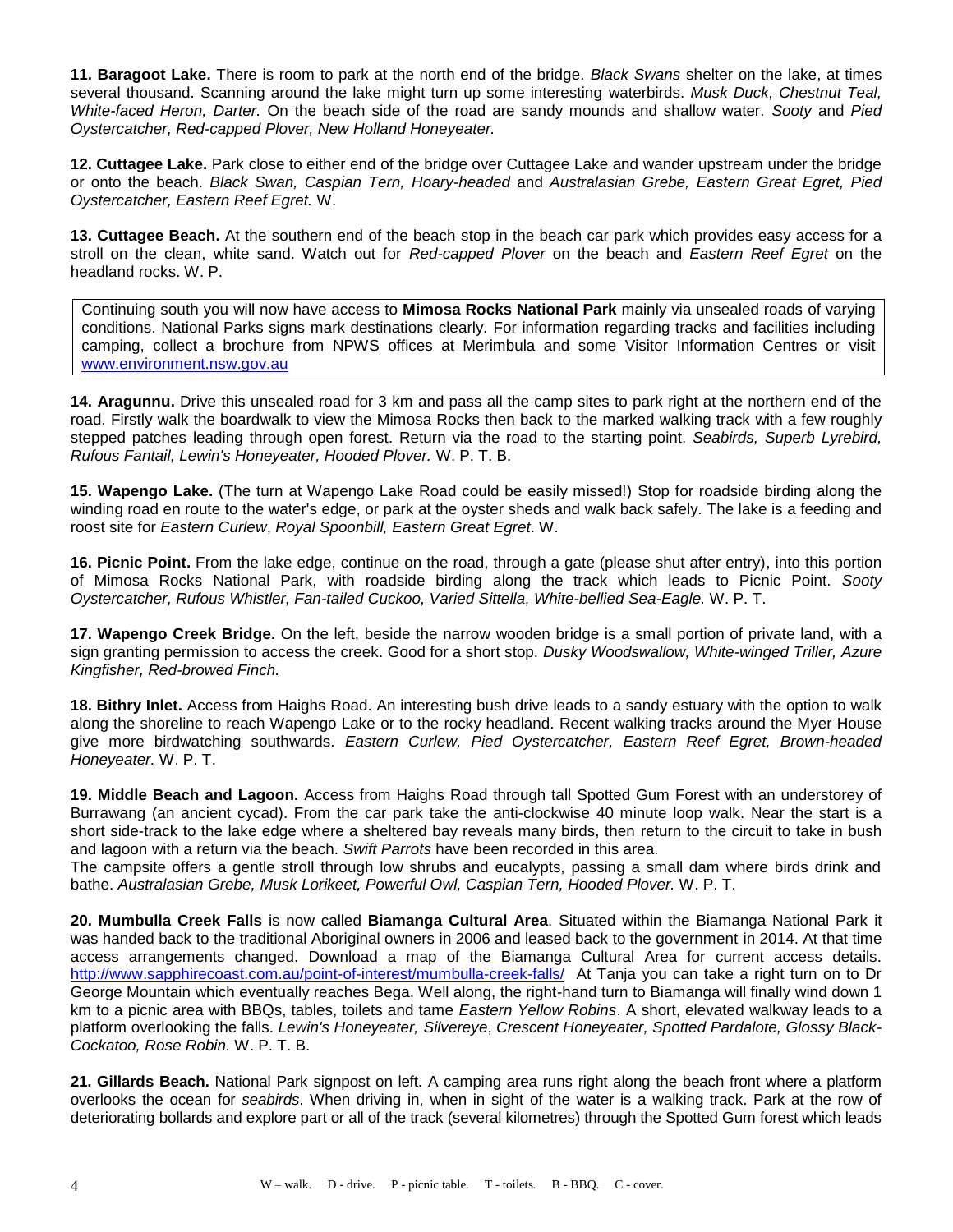**11. Baragoot Lake.** There is room to park at the north end of the bridge. *Black Swans* shelter on the lake, at times several thousand. Scanning around the lake might turn up some interesting waterbirds. *Musk Duck, Chestnut Teal, White-faced Heron, Darter.* On the beach side of the road are sandy mounds and shallow water. *Sooty* and *Pied Oystercatcher, Red-capped Plover, New Holland Honeyeater.*

**12. Cuttagee Lake.** Park close to either end of the bridge over Cuttagee Lake and wander upstream under the bridge or onto the beach. *Black Swan, Caspian Tern, Hoary-headed* and *Australasian Grebe, Eastern Great Egret, Pied Oystercatcher, Eastern Reef Egret.* W.

**13. Cuttagee Beach.** At the southern end of the beach stop in the beach car park which provides easy access for a stroll on the clean, white sand. Watch out for *Red-capped Plover* on the beach and *Eastern Reef Egret* on the headland rocks. W. P.

> Continuing south you will now have access to **Mimosa Rocks National Park** mainly via unsealed roads of varying conditions. National Parks signs mark destinations clearly. For information regarding tracks and facilities including camping, collect a brochure from NPWS offices at Merimbula and some Visitor Information Centres or visit [www.environment.nsw.gov.au](http://www.environment.nsw.gov.au)

**14. Aragunnu.** Drive this unsealed road for 3 km and pass all the camp sites to park right at the northern end of the road. Firstly walk the boardwalk to view the Mimosa Rocks then back to the marked walking track with a few roughly stepped patches leading through open forest. Return via the road to the starting point. *Seabirds, Superb Lyrebird, Rufous Fantail, Lewin's Honeyeater, Hooded Plover.* W. P. T. B.

**15. Wapengo Lake.** (The turn at Wapengo Lake Road could be easily missed!) Stop for roadside birding along the winding road en route to the water's edge, or park at the oyster sheds and walk back safely. The lake is a feeding and roost site for *Eastern Curlew*, *Royal Spoonbill, Eastern Great Egret*. W.

**16. Picnic Point.** From the lake edge, continue on the road, through a gate (please shut after entry), into this portion of Mimosa Rocks National Park, with roadside birding along the track which leads to Picnic Point. *Sooty Oystercatcher, Rufous Whistler, Fan-tailed Cuckoo, Varied Sittella, White-bellied Sea-Eagle.* W. P. T.

**17. Wapengo Creek Bridge.** On the left, beside the narrow wooden bridge is a small portion of private land, with a sign granting permission to access the creek. Good for a short stop. *Dusky Woodswallow, White-winged Triller, Azure Kingfisher, Red-browed Finch.*

**18. Bithry Inlet.** Access from Haighs Road. An interesting bush drive leads to a sandy estuary with the option to walk along the shoreline to reach Wapengo Lake or to the rocky headland. Recent walking tracks around the Myer House give more birdwatching southwards. *Eastern Curlew, Pied Oystercatcher, Eastern Reef Egret, Brown-headed Honeyeater.* W. P. T.

**19. Middle Beach and Lagoon.** Access from Haighs Road through tall Spotted Gum Forest with an understorey of Burrawang (an ancient cycad). From the car park take the anti-clockwise 40 minute loop walk. Near the start is a short side-track to the lake edge where a sheltered bay reveals many birds, then return to the circuit to take in bush and lagoon with a return via the beach. *Swift Parrots* have been recorded in this area.
The campsite offers a gentle stroll through low shrubs and eucalypts, passing a small dam where birds drink and bathe. *Australasian Grebe, Musk Lorikeet, Powerful Owl, Caspian Tern, Hooded Plover.* W. P. T.

**20. Mumbulla Creek Falls** is now called **Biamanga Cultural Area**. Situated within the Biamanga National Park it was handed back to the traditional Aboriginal owners in 2006 and leased back to the government in 2014. At that time access arrangements changed. Download a map of the Biamanga Cultural Area for current access details. [http://www.sapphirecoast.com.au/point-of-interest/mumbulla-creek-falls/](http://www.sapphirecoast.com.au/point-of-interest/mumbulla-creek-falls/) At Tanja you can take a right turn on to Dr George Mountain which eventually reaches Bega. Well along, the right-hand turn to Biamanga will finally wind down 1 km to a picnic area with BBQs, tables, toilets and tame *Eastern Yellow Robins*. A short, elevated walkway leads to a platform overlooking the falls. *Lewin's Honeyeater, Silvereye*, *Crescent Honeyeater, Spotted Pardalote, Glossy Black-Cockatoo, Rose Robin.* W. P. T. B.

**21. Gillards Beach.** National Park signpost on left. A camping area runs right along the beach front where a platform overlooks the ocean for *seabirds*. When driving in, when in sight of the water is a walking track. Park at the row of deteriorating bollards and explore part or all of the track (several kilometres) through the Spotted Gum forest which leads

W – walk. D - drive. P - picnic table. T - toilets. B - BBQ. C - cover.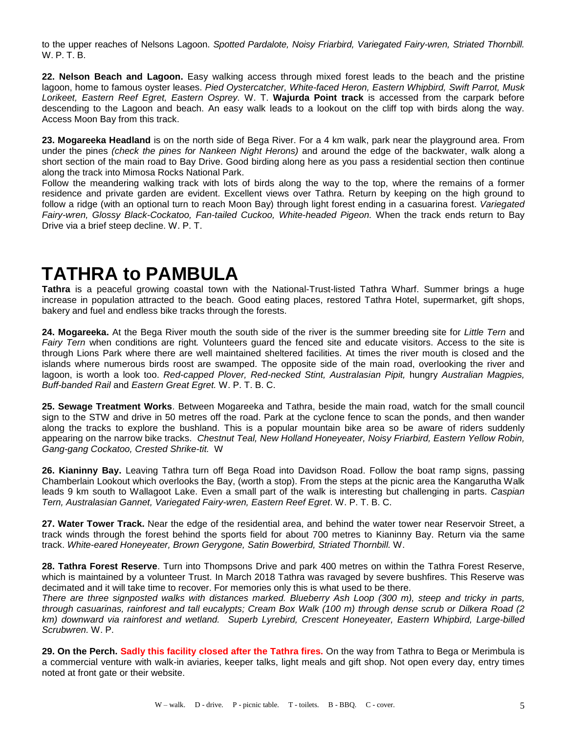to the upper reaches of Nelsons Lagoon. *Spotted Pardalote, Noisy Friarbird, Variegated Fairy-wren, Striated Thornbill.* W. P. T. B.

**22. Nelson Beach and Lagoon.** Easy walking access through mixed forest leads to the beach and the pristine lagoon, home to famous oyster leases. *Pied Oystercatcher, White-faced Heron, Eastern Whipbird, Swift Parrot, Musk Lorikeet, Eastern Reef Egret, Eastern Osprey.* W. T. **Wajurda Point track** is accessed from the carpark before descending to the Lagoon and beach. An easy walk leads to a lookout on the cliff top with birds along the way. Access Moon Bay from this track.

**23. Mogareeka Headland** is on the north side of Bega River. For a 4 km walk, park near the playground area. From under the pines *(check the pines for Nankeen Night Herons)* and around the edge of the backwater, walk along a short section of the main road to Bay Drive. Good birding along here as you pass a residential section then continue along the track into Mimosa Rocks National Park.

Follow the meandering walking track with lots of birds along the way to the top, where the remains of a former residence and private garden are evident. Excellent views over Tathra. Return by keeping on the high ground to follow a ridge (with an optional turn to reach Moon Bay) through light forest ending in a casuarina forest. *Variegated Fairy-wren, Glossy Black-Cockatoo, Fan-tailed Cuckoo, White-headed Pigeon.* When the track ends return to Bay Drive via a brief steep decline. W. P. T.

# TATHRA to PAMBULA

**Tathra** is a peaceful growing coastal town with the National-Trust-listed Tathra Wharf. Summer brings a huge increase in population attracted to the beach. Good eating places, restored Tathra Hotel, supermarket, gift shops, bakery and fuel and endless bike tracks through the forests.

**24. Mogareeka.** At the Bega River mouth the south side of the river is the summer breeding site for *Little Tern* and *Fairy Tern* when conditions are right. Volunteers guard the fenced site and educate visitors. Access to the site is through Lions Park where there are well maintained sheltered facilities. At times the river mouth is closed and the islands where numerous birds roost are swamped. The opposite side of the main road, overlooking the river and lagoon, is worth a look too. *Red-capped Plover, Red-necked Stint, Australasian Pipit,* hungry *Australian Magpies, Buff-banded Rail* and *Eastern Great Egret.* W. P. T. B. C.

**25. Sewage Treatment Works**. Between Mogareeka and Tathra, beside the main road, watch for the small council sign to the STW and drive in 50 metres off the road. Park at the cyclone fence to scan the ponds, and then wander along the tracks to explore the bushland. This is a popular mountain bike area so be aware of riders suddenly appearing on the narrow bike tracks. *Chestnut Teal, New Holland Honeyeater, Noisy Friarbird, Eastern Yellow Robin, Gang-gang Cockatoo, Crested Shrike-tit.* W

**26. Kianinny Bay.** Leaving Tathra turn off Bega Road into Davidson Road. Follow the boat ramp signs, passing Chamberlain Lookout which overlooks the Bay, (worth a stop). From the steps at the picnic area the Kangarutha Walk leads 9 km south to Wallagoot Lake. Even a small part of the walk is interesting but challenging in parts. *Caspian Tern, Australasian Gannet, Variegated Fairy-wren, Eastern Reef Egret*. W. P. T. B. C.

**27. Water Tower Track.** Near the edge of the residential area, and behind the water tower near Reservoir Street, a track winds through the forest behind the sports field for about 700 metres to Kianinny Bay. Return via the same track. *White-eared Honeyeater, Brown Gerygone, Satin Bowerbird, Striated Thornbill.* W.

**28. Tathra Forest Reserve**. Turn into Thompsons Drive and park 400 metres on within the Tathra Forest Reserve, which is maintained by a volunteer Trust. In March 2018 Tathra was ravaged by severe bushfires. This Reserve was decimated and it will take time to recover. For memories only this is what used to be there.

*There are three signposted walks with distances marked. Blueberry Ash Loop (300 m), steep and tricky in parts, through casuarinas, rainforest and tall eucalypts; Cream Box Walk (100 m) through dense scrub or Dilkera Road (2 km) downward via rainforest and wetland. Superb Lyrebird, Crescent Honeyeater, Eastern Whipbird, Large-billed Scrubwren.* W. P.

**29. On the Perch. Sadly this facility closed after the Tathra fires.** On the way from Tathra to Bega or Merimbula is a commercial venture with walk-in aviaries, keeper talks, light meals and gift shop. Not open every day, entry times noted at front gate or their website.

W – walk. D - drive. P - picnic table. T - toilets. B - BBQ. C - cover.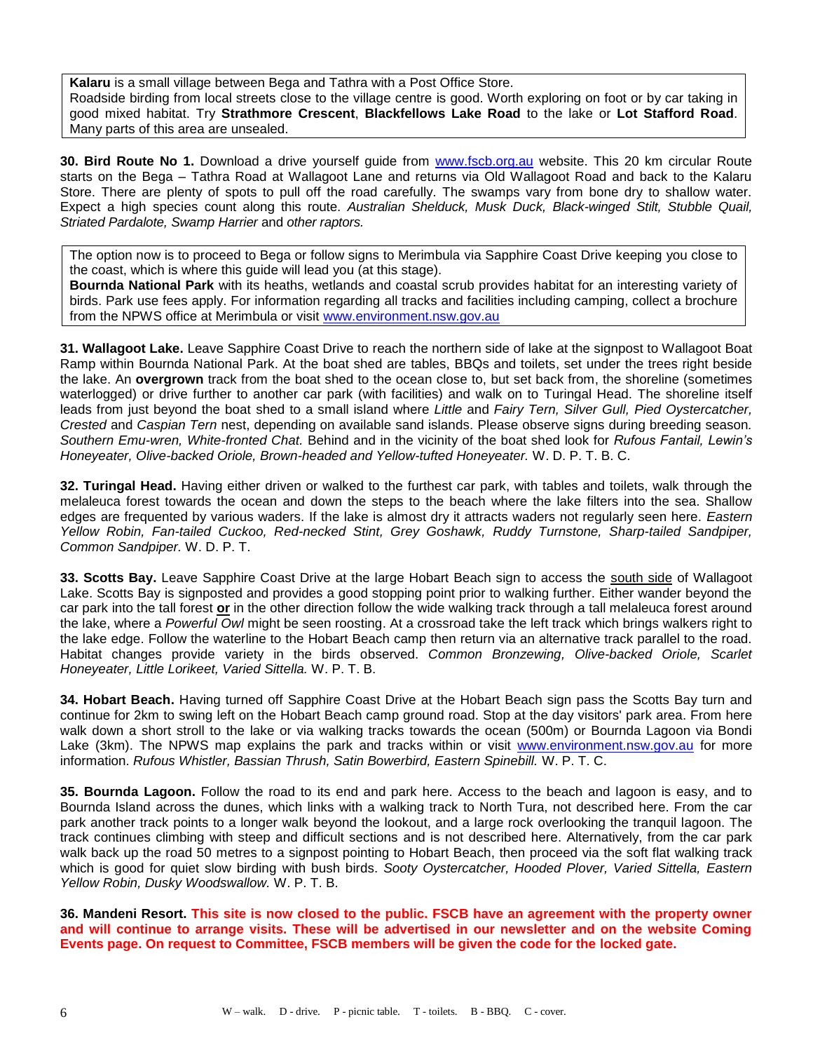**Kalaru** is a small village between Bega and Tathra with a Post Office Store.
Roadside birding from local streets close to the village centre is good. Worth exploring on foot or by car taking in good mixed habitat. Try **Strathmore Crescent**, **Blackfellows Lake Road** to the lake or **Lot Stafford Road**. Many parts of this area are unsealed.

**30. Bird Route No 1.** Download a drive yourself guide from www.fscb.org.au website. This 20 km circular Route starts on the Bega – Tathra Road at Wallagoot Lane and returns via Old Wallagoot Road and back to the Kalaru Store. There are plenty of spots to pull off the road carefully. The swamps vary from bone dry to shallow water. Expect a high species count along this route. *Australian Shelduck, Musk Duck, Black-winged Stilt, Stubble Quail, Striated Pardalote, Swamp Harrier* and *other raptors.*

The option now is to proceed to Bega or follow signs to Merimbula via Sapphire Coast Drive keeping you close to the coast, which is where this guide will lead you (at this stage).
**Bournda National Park** with its heaths, wetlands and coastal scrub provides habitat for an interesting variety of birds. Park use fees apply. For information regarding all tracks and facilities including camping, collect a brochure from the NPWS office at Merimbula or visit www.environment.nsw.gov.au

**31. Wallagoot Lake.** Leave Sapphire Coast Drive to reach the northern side of lake at the signpost to Wallagoot Boat Ramp within Bournda National Park. At the boat shed are tables, BBQs and toilets, set under the trees right beside the lake. An **overgrown** track from the boat shed to the ocean close to, but set back from, the shoreline (sometimes waterlogged) or drive further to another car park (with facilities) and walk on to Turingal Head. The shoreline itself leads from just beyond the boat shed to a small island where *Little* and *Fairy Tern, Silver Gull, Pied Oystercatcher, Crested* and *Caspian Tern* nest, depending on available sand islands. Please observe signs during breeding season. *Southern Emu-wren, White-fronted Chat.* Behind and in the vicinity of the boat shed look for *Rufous Fantail, Lewin's Honeyeater, Olive-backed Oriole, Brown-headed and Yellow-tufted Honeyeater.* W. D. P. T. B. C.

**32. Turingal Head.** Having either driven or walked to the furthest car park, with tables and toilets, walk through the melaleuca forest towards the ocean and down the steps to the beach where the lake filters into the sea. Shallow edges are frequented by various waders. If the lake is almost dry it attracts waders not regularly seen here. *Eastern Yellow Robin, Fan-tailed Cuckoo, Red-necked Stint, Grey Goshawk, Ruddy Turnstone, Sharp-tailed Sandpiper, Common Sandpiper.* W. D. P. T.

**33. Scotts Bay.** Leave Sapphire Coast Drive at the large Hobart Beach sign to access the south side of Wallagoot Lake. Scotts Bay is signposted and provides a good stopping point prior to walking further. Either wander beyond the car park into the tall forest **or** in the other direction follow the wide walking track through a tall melaleuca forest around the lake, where a *Powerful Owl* might be seen roosting. At a crossroad take the left track which brings walkers right to the lake edge. Follow the waterline to the Hobart Beach camp then return via an alternative track parallel to the road. Habitat changes provide variety in the birds observed. *Common Bronzewing, Olive-backed Oriole, Scarlet Honeyeater, Little Lorikeet, Varied Sittella.* W. P. T. B.

**34. Hobart Beach.** Having turned off Sapphire Coast Drive at the Hobart Beach sign pass the Scotts Bay turn and continue for 2km to swing left on the Hobart Beach camp ground road. Stop at the day visitors' park area. From here walk down a short stroll to the lake or via walking tracks towards the ocean (500m) or Bournda Lagoon via Bondi Lake (3km). The NPWS map explains the park and tracks within or visit www.environment.nsw.gov.au for more information. *Rufous Whistler, Bassian Thrush, Satin Bowerbird, Eastern Spinebill.* W. P. T. C.

**35. Bournda Lagoon.** Follow the road to its end and park here. Access to the beach and lagoon is easy, and to Bournda Island across the dunes, which links with a walking track to North Tura, not described here. From the car park another track points to a longer walk beyond the lookout, and a large rock overlooking the tranquil lagoon. The track continues climbing with steep and difficult sections and is not described here. Alternatively, from the car park walk back up the road 50 metres to a signpost pointing to Hobart Beach, then proceed via the soft flat walking track which is good for quiet slow birding with bush birds. *Sooty Oystercatcher, Hooded Plover, Varied Sittella, Eastern Yellow Robin, Dusky Woodswallow.* W. P. T. B.

**36. Mandeni Resort. This site is now closed to the public. FSCB have an agreement with the property owner and will continue to arrange visits. These will be advertised in our newsletter and on the website Coming Events page. On request to Committee, FSCB members will be given the code for the locked gate.**

W – walk. D - drive. P - picnic table. T - toilets. B - BBQ. C - cover.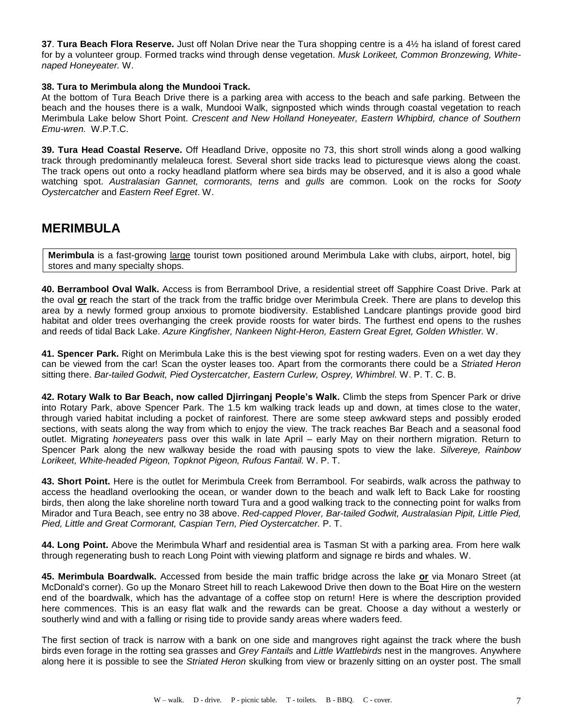**37**. **Tura Beach Flora Reserve.** Just off Nolan Drive near the Tura shopping centre is a 4½ ha island of forest cared for by a volunteer group. Formed tracks wind through dense vegetation. *Musk Lorikeet, Common Bronzewing, White-naped Honeyeater.* W.

**38. Tura to Merimbula along the Mundooi Track.**
At the bottom of Tura Beach Drive there is a parking area with access to the beach and safe parking. Between the beach and the houses there is a walk, Mundooi Walk, signposted which winds through coastal vegetation to reach Merimbula Lake below Short Point. *Crescent and New Holland Honeyeater, Eastern Whipbird, chance of Southern Emu-wren.* W.P.T.C.

**39. Tura Head Coastal Reserve.** Off Headland Drive, opposite no 73, this short stroll winds along a good walking track through predominantly melaleuca forest. Several short side tracks lead to picturesque views along the coast. The track opens out onto a rocky headland platform where sea birds may be observed, and it is also a good whale watching spot. *Australasian Gannet, cormorants, terns* and *gulls* are common. Look on the rocks for *Sooty Oystercatcher* and *Eastern Reef Egret*. W.

## MERIMBULA

**Merimbula** is a fast-growing large tourist town positioned around Merimbula Lake with clubs, airport, hotel, big stores and many specialty shops.

**40. Berrambool Oval Walk.** Access is from Berrambool Drive, a residential street off Sapphire Coast Drive. Park at the oval **or** reach the start of the track from the traffic bridge over Merimbula Creek. There are plans to develop this area by a newly formed group anxious to promote biodiversity. Established Landcare plantings provide good bird habitat and older trees overhanging the creek provide roosts for water birds. The furthest end opens to the rushes and reeds of tidal Back Lake. *Azure Kingfisher, Nankeen Night-Heron, Eastern Great Egret, Golden Whistler.* W.

**41. Spencer Park.** Right on Merimbula Lake this is the best viewing spot for resting waders. Even on a wet day they can be viewed from the car! Scan the oyster leases too. Apart from the cormorants there could be a *Striated Heron* sitting there. *Bar-tailed Godwit, Pied Oystercatcher, Eastern Curlew, Osprey, Whimbrel.* W. P. T. C. B.

**42. Rotary Walk to Bar Beach, now called Djirringanj People's Walk.** Climb the steps from Spencer Park or drive into Rotary Park, above Spencer Park. The 1.5 km walking track leads up and down, at times close to the water, through varied habitat including a pocket of rainforest. There are some steep awkward steps and possibly eroded sections, with seats along the way from which to enjoy the view. The track reaches Bar Beach and a seasonal food outlet. Migrating *honeyeaters* pass over this walk in late April – early May on their northern migration. Return to Spencer Park along the new walkway beside the road with pausing spots to view the lake. *Silvereye, Rainbow Lorikeet, White-headed Pigeon, Topknot Pigeon, Rufous Fantail.* W. P. T.

**43. Short Point.** Here is the outlet for Merimbula Creek from Berrambool. For seabirds, walk across the pathway to access the headland overlooking the ocean, or wander down to the beach and walk left to Back Lake for roosting birds, then along the lake shoreline north toward Tura and a good walking track to the connecting point for walks from Mirador and Tura Beach, see entry no 38 above. *Red-capped Plover, Bar-tailed Godwit, Australasian Pipit, Little Pied, Pied, Little and Great Cormorant, Caspian Tern, Pied Oystercatcher.* P. T.

**44. Long Point.** Above the Merimbula Wharf and residential area is Tasman St with a parking area. From here walk through regenerating bush to reach Long Point with viewing platform and signage re birds and whales. W.

**45. Merimbula Boardwalk.** Accessed from beside the main traffic bridge across the lake **or** via Monaro Street (at McDonald's corner). Go up the Monaro Street hill to reach Lakewood Drive then down to the Boat Hire on the western end of the boardwalk, which has the advantage of a coffee stop on return! Here is where the description provided here commences. This is an easy flat walk and the rewards can be great. Choose a day without a westerly or southerly wind and with a falling or rising tide to provide sandy areas where waders feed.

The first section of track is narrow with a bank on one side and mangroves right against the track where the bush birds even forage in the rotting sea grasses and *Grey Fantails* and *Little Wattlebirds* nest in the mangroves. Anywhere along here it is possible to see the *Striated Heron* skulking from view or brazenly sitting on an oyster post. The small

W – walk. D - drive. P - picnic table. T - toilets. B - BBQ. C - cover.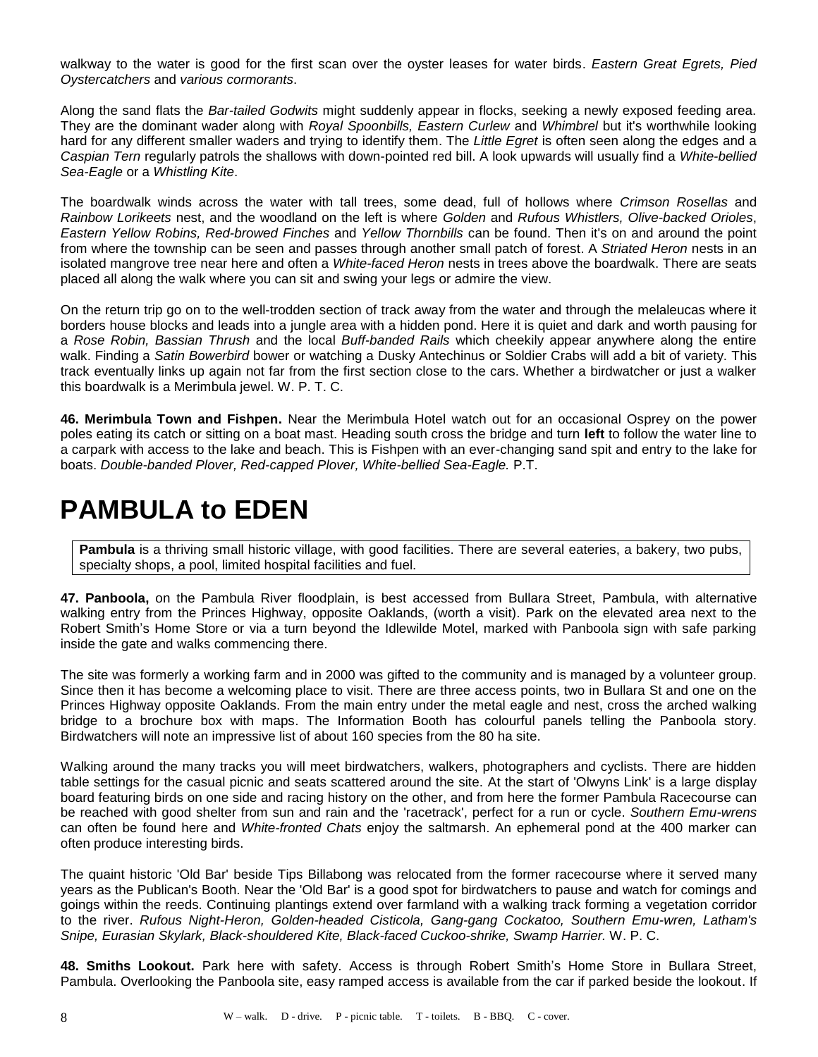walkway to the water is good for the first scan over the oyster leases for water birds. *Eastern Great Egrets, Pied Oystercatchers* and *various cormorants*.

Along the sand flats the *Bar-tailed Godwits* might suddenly appear in flocks, seeking a newly exposed feeding area. They are the dominant wader along with *Royal Spoonbills, Eastern Curlew* and *Whimbrel* but it's worthwhile looking hard for any different smaller waders and trying to identify them. The *Little Egret* is often seen along the edges and a *Caspian Tern* regularly patrols the shallows with down-pointed red bill. A look upwards will usually find a *White-bellied Sea-Eagle* or a *Whistling Kite*.

The boardwalk winds across the water with tall trees, some dead, full of hollows where *Crimson Rosellas* and *Rainbow Lorikeets* nest, and the woodland on the left is where *Golden* and *Rufous Whistlers, Olive-backed Orioles*, *Eastern Yellow Robins, Red-browed Finches* and *Yellow Thornbills* can be found. Then it's on and around the point from where the township can be seen and passes through another small patch of forest. A *Striated Heron* nests in an isolated mangrove tree near here and often a *White-faced Heron* nests in trees above the boardwalk. There are seats placed all along the walk where you can sit and swing your legs or admire the view.

On the return trip go on to the well-trodden section of track away from the water and through the melaleucas where it borders house blocks and leads into a jungle area with a hidden pond. Here it is quiet and dark and worth pausing for a *Rose Robin, Bassian Thrush* and the local *Buff-banded Rails* which cheekily appear anywhere along the entire walk. Finding a *Satin Bowerbird* bower or watching a Dusky Antechinus or Soldier Crabs will add a bit of variety. This track eventually links up again not far from the first section close to the cars. Whether a birdwatcher or just a walker this boardwalk is a Merimbula jewel. W. P. T. C.

**46. Merimbula Town and Fishpen.** Near the Merimbula Hotel watch out for an occasional Osprey on the power poles eating its catch or sitting on a boat mast. Heading south cross the bridge and turn **left** to follow the water line to a carpark with access to the lake and beach. This is Fishpen with an ever-changing sand spit and entry to the lake for boats. *Double-banded Plover, Red-capped Plover, White-bellied Sea-Eagle.* P.T.

# PAMBULA to EDEN

**Pambula** is a thriving small historic village, with good facilities. There are several eateries, a bakery, two pubs, specialty shops, a pool, limited hospital facilities and fuel.

**47. Panboola,** on the Pambula River floodplain, is best accessed from Bullara Street, Pambula, with alternative walking entry from the Princes Highway, opposite Oaklands, (worth a visit). Park on the elevated area next to the Robert Smith's Home Store or via a turn beyond the Idlewilde Motel, marked with Panboola sign with safe parking inside the gate and walks commencing there.

The site was formerly a working farm and in 2000 was gifted to the community and is managed by a volunteer group. Since then it has become a welcoming place to visit. There are three access points, two in Bullara St and one on the Princes Highway opposite Oaklands. From the main entry under the metal eagle and nest, cross the arched walking bridge to a brochure box with maps. The Information Booth has colourful panels telling the Panboola story. Birdwatchers will note an impressive list of about 160 species from the 80 ha site.

Walking around the many tracks you will meet birdwatchers, walkers, photographers and cyclists. There are hidden table settings for the casual picnic and seats scattered around the site. At the start of 'Olwyns Link' is a large display board featuring birds on one side and racing history on the other, and from here the former Pambula Racecourse can be reached with good shelter from sun and rain and the 'racetrack', perfect for a run or cycle. *Southern Emu-wrens* can often be found here and *White-fronted Chats* enjoy the saltmarsh. An ephemeral pond at the 400 marker can often produce interesting birds.

The quaint historic 'Old Bar' beside Tips Billabong was relocated from the former racecourse where it served many years as the Publican's Booth. Near the 'Old Bar' is a good spot for birdwatchers to pause and watch for comings and goings within the reeds. Continuing plantings extend over farmland with a walking track forming a vegetation corridor to the river. *Rufous Night-Heron, Golden-headed Cisticola, Gang-gang Cockatoo, Southern Emu-wren, Latham's Snipe, Eurasian Skylark, Black-shouldered Kite, Black-faced Cuckoo-shrike, Swamp Harrier.* W. P. C.

**48. Smiths Lookout.** Park here with safety. Access is through Robert Smith's Home Store in Bullara Street, Pambula. Overlooking the Panboola site, easy ramped access is available from the car if parked beside the lookout. If

W – walk. D - drive. P - picnic table. T - toilets. B - BBQ. C - cover.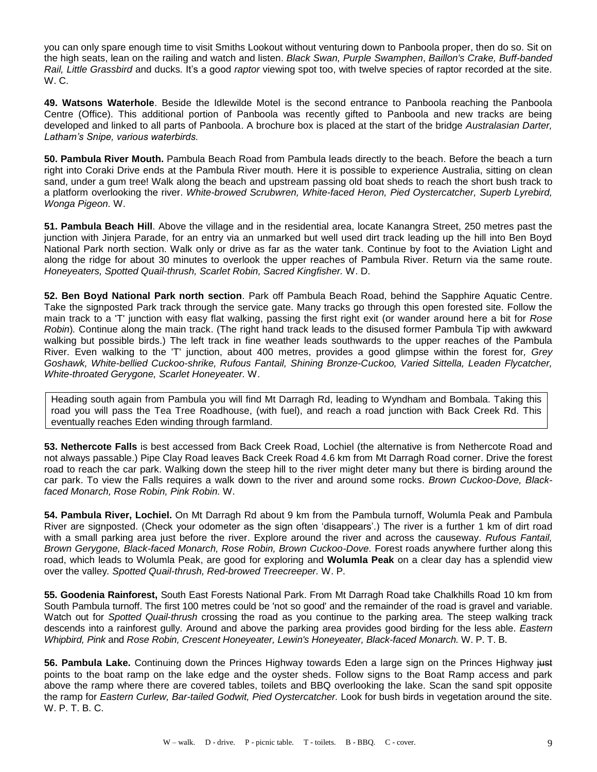you can only spare enough time to visit Smiths Lookout without venturing down to Panboola proper, then do so. Sit on the high seats, lean on the railing and watch and listen. *Black Swan, Purple Swamphen*, *Baillon's Crake, Buff-banded Rail, Little Grassbird* and ducks*.* It's a good *raptor* viewing spot too, with twelve species of raptor recorded at the site. W. C.

**49. Watsons Waterhole**. Beside the Idlewilde Motel is the second entrance to Panboola reaching the Panboola Centre (Office). This additional portion of Panboola was recently gifted to Panboola and new tracks are being developed and linked to all parts of Panboola. A brochure box is placed at the start of the bridge *Australasian Darter, Latham's Snipe, various waterbirds.*

**50. Pambula River Mouth.** Pambula Beach Road from Pambula leads directly to the beach. Before the beach a turn right into Coraki Drive ends at the Pambula River mouth. Here it is possible to experience Australia, sitting on clean sand, under a gum tree! Walk along the beach and upstream passing old boat sheds to reach the short bush track to a platform overlooking the river. *White-browed Scrubwren, White-faced Heron, Pied Oystercatcher, Superb Lyrebird, Wonga Pigeon.* W.

**51. Pambula Beach Hill**. Above the village and in the residential area, locate Kanangra Street, 250 metres past the junction with Jinjera Parade, for an entry via an unmarked but well used dirt track leading up the hill into Ben Boyd National Park north section. Walk only or drive as far as the water tank. Continue by foot to the Aviation Light and along the ridge for about 30 minutes to overlook the upper reaches of Pambula River. Return via the same route. *Honeyeaters, Spotted Quail-thrush, Scarlet Robin, Sacred Kingfisher.* W. D.

**52. Ben Boyd National Park north section**. Park off Pambula Beach Road, behind the Sapphire Aquatic Centre. Take the signposted Park track through the service gate. Many tracks go through this open forested site. Follow the main track to a 'T' junction with easy flat walking, passing the first right exit (or wander around here a bit for *Rose Robin*)*.* Continue along the main track. (The right hand track leads to the disused former Pambula Tip with awkward walking but possible birds.) The left track in fine weather leads southwards to the upper reaches of the Pambula River. Even walking to the 'T' junction, about 400 metres, provides a good glimpse within the forest for*, Grey Goshawk, White-bellied Cuckoo-shrike, Rufous Fantail, Shining Bronze-Cuckoo, Varied Sittella, Leaden Flycatcher, White-throated Gerygone, Scarlet Honeyeater.* W.

> Heading south again from Pambula you will find Mt Darragh Rd, leading to Wyndham and Bombala. Taking this road you will pass the Tea Tree Roadhouse, (with fuel), and reach a road junction with Back Creek Rd. This eventually reaches Eden winding through farmland.

**53. Nethercote Falls** is best accessed from Back Creek Road, Lochiel (the alternative is from Nethercote Road and not always passable.) Pipe Clay Road leaves Back Creek Road 4.6 km from Mt Darragh Road corner. Drive the forest road to reach the car park. Walking down the steep hill to the river might deter many but there is birding around the car park. To view the Falls requires a walk down to the river and around some rocks. *Brown Cuckoo-Dove, Black-faced Monarch, Rose Robin, Pink Robin.* W.

**54. Pambula River, Lochiel.** On Mt Darragh Rd about 9 km from the Pambula turnoff, Wolumla Peak and Pambula River are signposted. (Check your odometer as the sign often 'disappears'.) The river is a further 1 km of dirt road with a small parking area just before the river. Explore around the river and across the causeway. *Rufous Fantail, Brown Gerygone, Black-faced Monarch, Rose Robin, Brown Cuckoo-Dove.* Forest roads anywhere further along this road, which leads to Wolumla Peak, are good for exploring and **Wolumla Peak** on a clear day has a splendid view over the valley*. Spotted Quail-thrush, Red-browed Treecreeper.* W. P.

**55. Goodenia Rainforest,** South East Forests National Park. From Mt Darragh Road take Chalkhills Road 10 km from South Pambula turnoff. The first 100 metres could be 'not so good' and the remainder of the road is gravel and variable. Watch out for *Spotted Quail-thrush* crossing the road as you continue to the parking area. The steep walking track descends into a rainforest gully. Around and above the parking area provides good birding for the less able. *Eastern Whipbird, Pink* and *Rose Robin, Crescent Honeyeater, Lewin's Honeyeater, Black-faced Monarch.* W. P. T. B.

**56. Pambula Lake.** Continuing down the Princes Highway towards Eden a large sign on the Princes Highway ~~just~~ points to the boat ramp on the lake edge and the oyster sheds. Follow signs to the Boat Ramp access and park above the ramp where there are covered tables, toilets and BBQ overlooking the lake. Scan the sand spit opposite the ramp for *Eastern Curlew, Bar-tailed Godwit, Pied Oystercatcher.* Look for bush birds in vegetation around the site. W. P. T. B. C.

W – walk. D - drive. P - picnic table. T - toilets. B - BBQ. C - cover.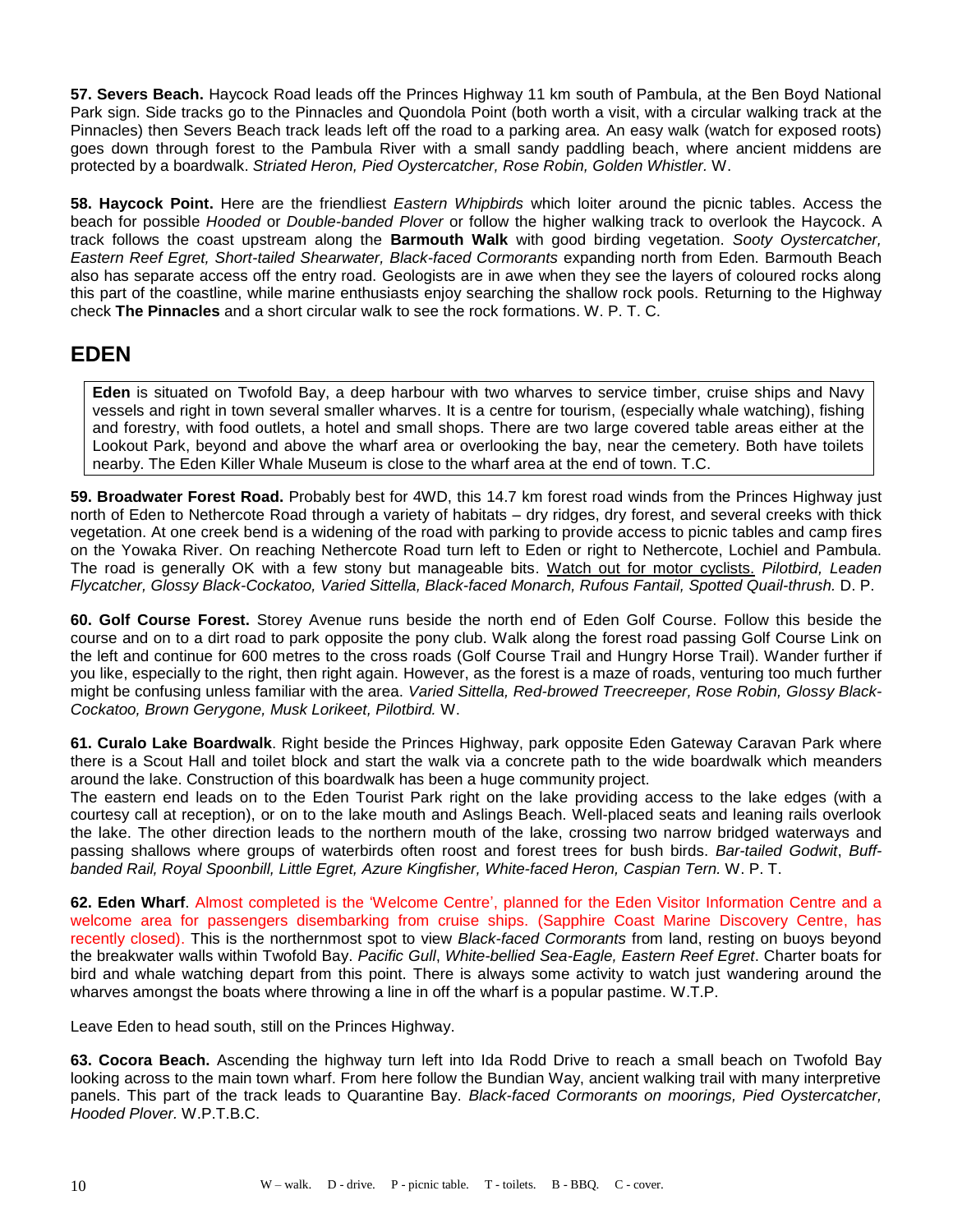**57. Severs Beach.** Haycock Road leads off the Princes Highway 11 km south of Pambula, at the Ben Boyd National Park sign. Side tracks go to the Pinnacles and Quondola Point (both worth a visit, with a circular walking track at the Pinnacles) then Severs Beach track leads left off the road to a parking area. An easy walk (watch for exposed roots) goes down through forest to the Pambula River with a small sandy paddling beach, where ancient middens are protected by a boardwalk. *Striated Heron, Pied Oystercatcher, Rose Robin, Golden Whistler.* W.

**58. Haycock Point.** Here are the friendliest *Eastern Whipbirds* which loiter around the picnic tables. Access the beach for possible *Hooded* or *Double-banded Plover* or follow the higher walking track to overlook the Haycock. A track follows the coast upstream along the **Barmouth Walk** with good birding vegetation. *Sooty Oystercatcher, Eastern Reef Egret, Short-tailed Shearwater, Black-faced Cormorants* expanding north from Eden. Barmouth Beach also has separate access off the entry road. Geologists are in awe when they see the layers of coloured rocks along this part of the coastline, while marine enthusiasts enjoy searching the shallow rock pools. Returning to the Highway check **The Pinnacles** and a short circular walk to see the rock formations. W. P. T. C.

## EDEN

**Eden** is situated on Twofold Bay, a deep harbour with two wharves to service timber, cruise ships and Navy vessels and right in town several smaller wharves. It is a centre for tourism, (especially whale watching), fishing and forestry, with food outlets, a hotel and small shops. There are two large covered table areas either at the Lookout Park, beyond and above the wharf area or overlooking the bay, near the cemetery. Both have toilets nearby. The Eden Killer Whale Museum is close to the wharf area at the end of town. T.C.

**59. Broadwater Forest Road.** Probably best for 4WD, this 14.7 km forest road winds from the Princes Highway just north of Eden to Nethercote Road through a variety of habitats – dry ridges, dry forest, and several creeks with thick vegetation. At one creek bend is a widening of the road with parking to provide access to picnic tables and camp fires on the Yowaka River. On reaching Nethercote Road turn left to Eden or right to Nethercote, Lochiel and Pambula. The road is generally OK with a few stony but manageable bits. Watch out for motor cyclists. *Pilotbird, Leaden Flycatcher, Glossy Black-Cockatoo, Varied Sittella, Black-faced Monarch, Rufous Fantail, Spotted Quail-thrush.* D. P.

**60. Golf Course Forest.** Storey Avenue runs beside the north end of Eden Golf Course. Follow this beside the course and on to a dirt road to park opposite the pony club. Walk along the forest road passing Golf Course Link on the left and continue for 600 metres to the cross roads (Golf Course Trail and Hungry Horse Trail). Wander further if you like, especially to the right, then right again. However, as the forest is a maze of roads, venturing too much further might be confusing unless familiar with the area. *Varied Sittella, Red-browed Treecreeper, Rose Robin, Glossy Black-Cockatoo, Brown Gerygone, Musk Lorikeet, Pilotbird.* W.

**61. Curalo Lake Boardwalk**. Right beside the Princes Highway, park opposite Eden Gateway Caravan Park where there is a Scout Hall and toilet block and start the walk via a concrete path to the wide boardwalk which meanders around the lake. Construction of this boardwalk has been a huge community project.

The eastern end leads on to the Eden Tourist Park right on the lake providing access to the lake edges (with a courtesy call at reception), or on to the lake mouth and Aslings Beach. Well-placed seats and leaning rails overlook the lake. The other direction leads to the northern mouth of the lake, crossing two narrow bridged waterways and passing shallows where groups of waterbirds often roost and forest trees for bush birds. *Bar-tailed Godwit*, *Buff-banded Rail, Royal Spoonbill, Little Egret, Azure Kingfisher, White-faced Heron, Caspian Tern.* W. P. T.

**62. Eden Wharf**. Almost completed is the 'Welcome Centre', planned for the Eden Visitor Information Centre and a welcome area for passengers disembarking from cruise ships. (Sapphire Coast Marine Discovery Centre, has recently closed). This is the northernmost spot to view *Black-faced Cormorants* from land, resting on buoys beyond the breakwater walls within Twofold Bay. *Pacific Gull*, *White-bellied Sea-Eagle, Eastern Reef Egret*. Charter boats for bird and whale watching depart from this point. There is always some activity to watch just wandering around the wharves amongst the boats where throwing a line in off the wharf is a popular pastime. W.T.P.

Leave Eden to head south, still on the Princes Highway.

**63. Cocora Beach.** Ascending the highway turn left into Ida Rodd Drive to reach a small beach on Twofold Bay looking across to the main town wharf. From here follow the Bundian Way, ancient walking trail with many interpretive panels. This part of the track leads to Quarantine Bay. *Black-faced Cormorants on moorings, Pied Oystercatcher, Hooded Plover.* W.P.T.B.C.

W – walk. D - drive. P - picnic table. T - toilets. B - BBQ. C - cover.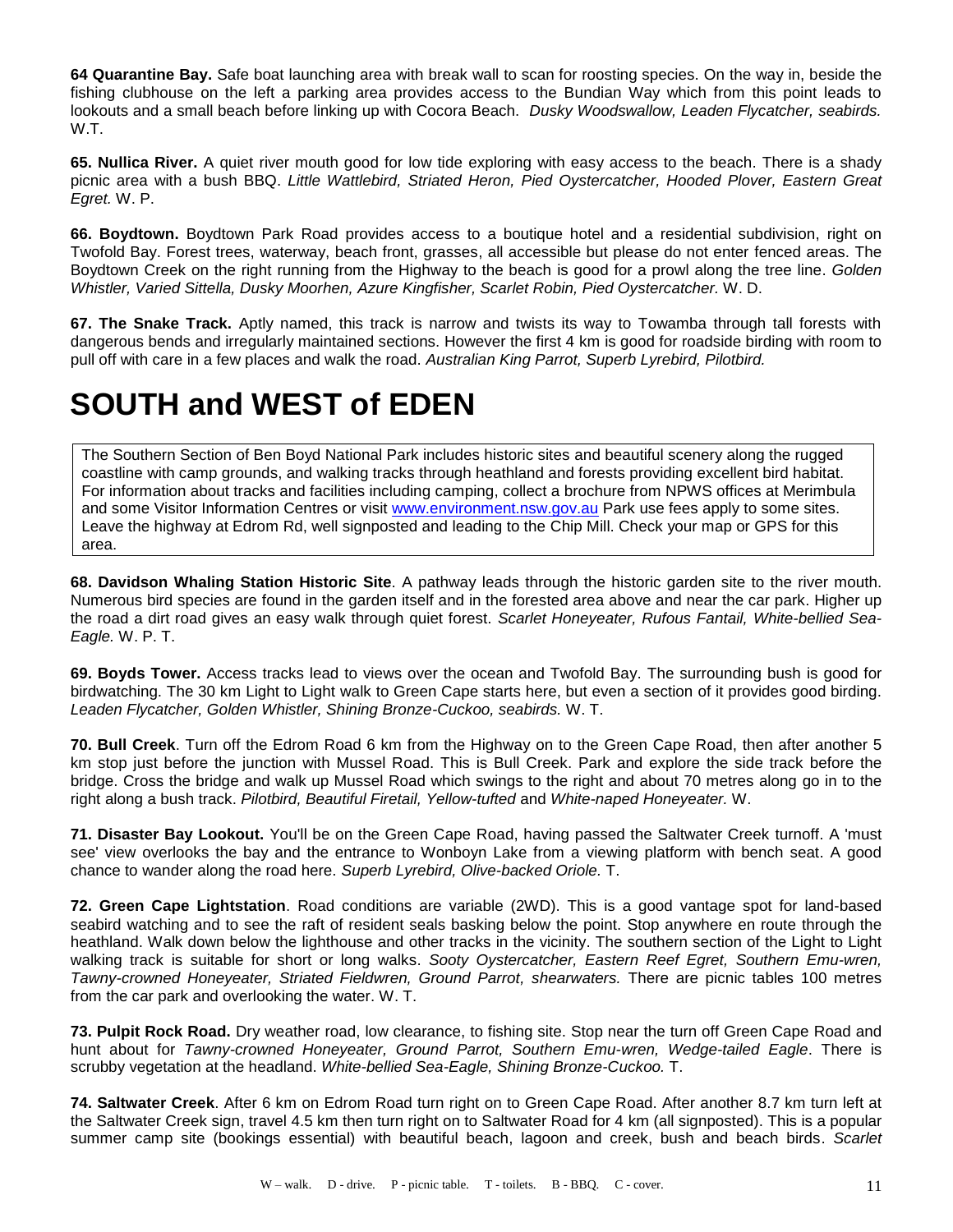**64 Quarantine Bay.** Safe boat launching area with break wall to scan for roosting species. On the way in, beside the fishing clubhouse on the left a parking area provides access to the Bundian Way which from this point leads to lookouts and a small beach before linking up with Cocora Beach. *Dusky Woodswallow, Leaden Flycatcher, seabirds.* W.T.

**65. Nullica River.** A quiet river mouth good for low tide exploring with easy access to the beach. There is a shady picnic area with a bush BBQ. *Little Wattlebird, Striated Heron, Pied Oystercatcher, Hooded Plover, Eastern Great Egret.* W. P.

**66. Boydtown.** Boydtown Park Road provides access to a boutique hotel and a residential subdivision, right on Twofold Bay. Forest trees, waterway, beach front, grasses, all accessible but please do not enter fenced areas. The Boydtown Creek on the right running from the Highway to the beach is good for a prowl along the tree line. *Golden Whistler, Varied Sittella, Dusky Moorhen, Azure Kingfisher, Scarlet Robin, Pied Oystercatcher.* W. D.

**67. The Snake Track.** Aptly named, this track is narrow and twists its way to Towamba through tall forests with dangerous bends and irregularly maintained sections. However the first 4 km is good for roadside birding with room to pull off with care in a few places and walk the road. *Australian King Parrot, Superb Lyrebird, Pilotbird.*

# SOUTH and WEST of EDEN

> The Southern Section of Ben Boyd National Park includes historic sites and beautiful scenery along the rugged coastline with camp grounds, and walking tracks through heathland and forests providing excellent bird habitat. For information about tracks and facilities including camping, collect a brochure from NPWS offices at Merimbula and some Visitor Information Centres or visit www.environment.nsw.gov.au Park use fees apply to some sites. Leave the highway at Edrom Rd, well signposted and leading to the Chip Mill. Check your map or GPS for this area.

**68. Davidson Whaling Station Historic Site**. A pathway leads through the historic garden site to the river mouth. Numerous bird species are found in the garden itself and in the forested area above and near the car park. Higher up the road a dirt road gives an easy walk through quiet forest. *Scarlet Honeyeater, Rufous Fantail, White-bellied Sea-Eagle.* W. P. T.

**69. Boyds Tower.** Access tracks lead to views over the ocean and Twofold Bay. The surrounding bush is good for birdwatching. The 30 km Light to Light walk to Green Cape starts here, but even a section of it provides good birding. *Leaden Flycatcher, Golden Whistler, Shining Bronze-Cuckoo, seabirds.* W. T.

**70. Bull Creek**. Turn off the Edrom Road 6 km from the Highway on to the Green Cape Road, then after another 5 km stop just before the junction with Mussel Road. This is Bull Creek. Park and explore the side track before the bridge. Cross the bridge and walk up Mussel Road which swings to the right and about 70 metres along go in to the right along a bush track. *Pilotbird, Beautiful Firetail, Yellow-tufted* and *White-naped Honeyeater.* W.

**71. Disaster Bay Lookout.** You'll be on the Green Cape Road, having passed the Saltwater Creek turnoff. A 'must see' view overlooks the bay and the entrance to Wonboyn Lake from a viewing platform with bench seat. A good chance to wander along the road here. *Superb Lyrebird, Olive-backed Oriole.* T.

**72. Green Cape Lightstation**. Road conditions are variable (2WD). This is a good vantage spot for land-based seabird watching and to see the raft of resident seals basking below the point. Stop anywhere en route through the heathland. Walk down below the lighthouse and other tracks in the vicinity. The southern section of the Light to Light walking track is suitable for short or long walks. *Sooty Oystercatcher, Eastern Reef Egret, Southern Emu-wren, Tawny-crowned Honeyeater, Striated Fieldwren, Ground Parrot, shearwaters.* There are picnic tables 100 metres from the car park and overlooking the water. W. T.

**73. Pulpit Rock Road.** Dry weather road, low clearance, to fishing site. Stop near the turn off Green Cape Road and hunt about for *Tawny-crowned Honeyeater, Ground Parrot, Southern Emu-wren, Wedge-tailed Eagle*. There is scrubby vegetation at the headland. *White-bellied Sea-Eagle, Shining Bronze-Cuckoo.* T.

**74. Saltwater Creek**. After 6 km on Edrom Road turn right on to Green Cape Road. After another 8.7 km turn left at the Saltwater Creek sign, travel 4.5 km then turn right on to Saltwater Road for 4 km (all signposted). This is a popular summer camp site (bookings essential) with beautiful beach, lagoon and creek, bush and beach birds. *Scarlet*

W – walk. D - drive. P - picnic table. T - toilets. B - BBQ. C - cover.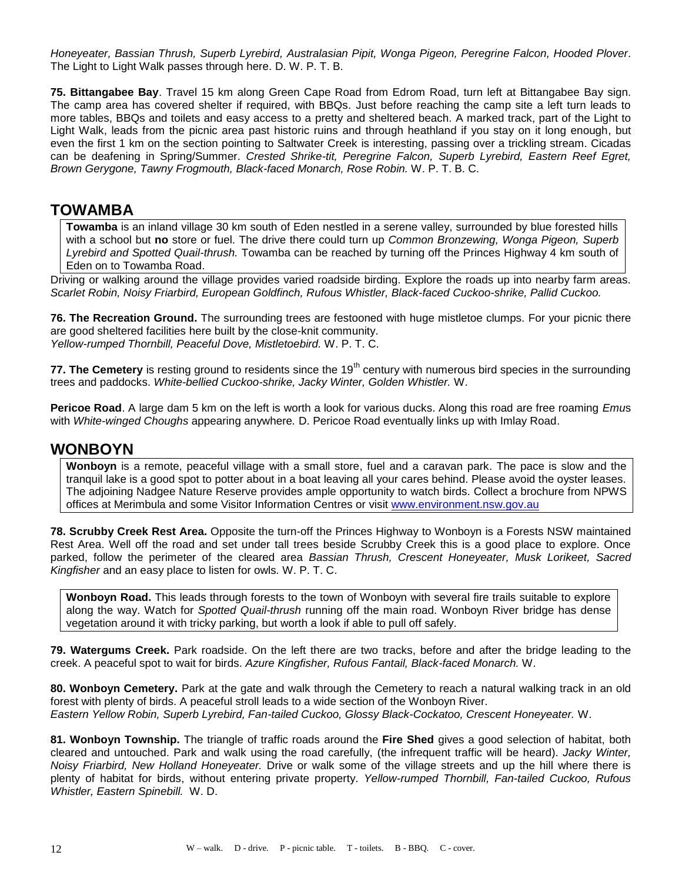*Honeyeater, Bassian Thrush, Superb Lyrebird, Australasian Pipit, Wonga Pigeon, Peregrine Falcon, Hooded Plover*. The Light to Light Walk passes through here. D. W. P. T. B.

**75. Bittangabee Bay**. Travel 15 km along Green Cape Road from Edrom Road, turn left at Bittangabee Bay sign. The camp area has covered shelter if required, with BBQs. Just before reaching the camp site a left turn leads to more tables, BBQs and toilets and easy access to a pretty and sheltered beach. A marked track, part of the Light to Light Walk, leads from the picnic area past historic ruins and through heathland if you stay on it long enough, but even the first 1 km on the section pointing to Saltwater Creek is interesting, passing over a trickling stream. Cicadas can be deafening in Spring/Summer. *Crested Shrike-tit, Peregrine Falcon, Superb Lyrebird, Eastern Reef Egret, Brown Gerygone, Tawny Frogmouth, Black-faced Monarch, Rose Robin.* W. P. T. B. C.

## TOWAMBA

**Towamba** is an inland village 30 km south of Eden nestled in a serene valley, surrounded by blue forested hills with a school but **no** store or fuel. The drive there could turn up *Common Bronzewing, Wonga Pigeon, Superb Lyrebird and Spotted Quail-thrush.* Towamba can be reached by turning off the Princes Highway 4 km south of Eden on to Towamba Road.

Driving or walking around the village provides varied roadside birding. Explore the roads up into nearby farm areas. *Scarlet Robin, Noisy Friarbird, European Goldfinch, Rufous Whistler, Black-faced Cuckoo-shrike, Pallid Cuckoo.*

**76. The Recreation Ground.** The surrounding trees are festooned with huge mistletoe clumps. For your picnic there are good sheltered facilities here built by the close-knit community.
*Yellow-rumped Thornbill, Peaceful Dove, Mistletoebird.* W. P. T. C.

**77. The Cemetery** is resting ground to residents since the 19th century with numerous bird species in the surrounding trees and paddocks. *White-bellied Cuckoo-shrike, Jacky Winter, Golden Whistler.* W.

**Pericoe Road**. A large dam 5 km on the left is worth a look for various ducks. Along this road are free roaming *Emu*s with *White-winged Choughs* appearing anywhere. D. Pericoe Road eventually links up with Imlay Road.

## WONBOYN

**Wonboyn** is a remote, peaceful village with a small store, fuel and a caravan park. The pace is slow and the tranquil lake is a good spot to potter about in a boat leaving all your cares behind. Please avoid the oyster leases. The adjoining Nadgee Nature Reserve provides ample opportunity to watch birds. Collect a brochure from NPWS offices at Merimbula and some Visitor Information Centres or visit www.environment.nsw.gov.au

**78. Scrubby Creek Rest Area.** Opposite the turn-off the Princes Highway to Wonboyn is a Forests NSW maintained Rest Area. Well off the road and set under tall trees beside Scrubby Creek this is a good place to explore. Once parked, follow the perimeter of the cleared area *Bassian Thrush, Crescent Honeyeater, Musk Lorikeet, Sacred Kingfisher* and an easy place to listen for owls. W. P. T. C.

**Wonboyn Road.** This leads through forests to the town of Wonboyn with several fire trails suitable to explore along the way. Watch for *Spotted Quail-thrush* running off the main road. Wonboyn River bridge has dense vegetation around it with tricky parking, but worth a look if able to pull off safely.

**79. Watergums Creek.** Park roadside. On the left there are two tracks, before and after the bridge leading to the creek. A peaceful spot to wait for birds. *Azure Kingfisher, Rufous Fantail, Black-faced Monarch.* W.

**80. Wonboyn Cemetery.** Park at the gate and walk through the Cemetery to reach a natural walking track in an old forest with plenty of birds. A peaceful stroll leads to a wide section of the Wonboyn River.
*Eastern Yellow Robin, Superb Lyrebird, Fan-tailed Cuckoo, Glossy Black-Cockatoo, Crescent Honeyeater.* W.

**81. Wonboyn Township.** The triangle of traffic roads around the **Fire Shed** gives a good selection of habitat, both cleared and untouched. Park and walk using the road carefully, (the infrequent traffic will be heard). *Jacky Winter, Noisy Friarbird, New Holland Honeyeater.* Drive or walk some of the village streets and up the hill where there is plenty of habitat for birds, without entering private property. *Yellow-rumped Thornbill, Fan-tailed Cuckoo, Rufous Whistler, Eastern Spinebill.* W. D.

W – walk. D - drive. P - picnic table. T - toilets. B - BBQ. C - cover.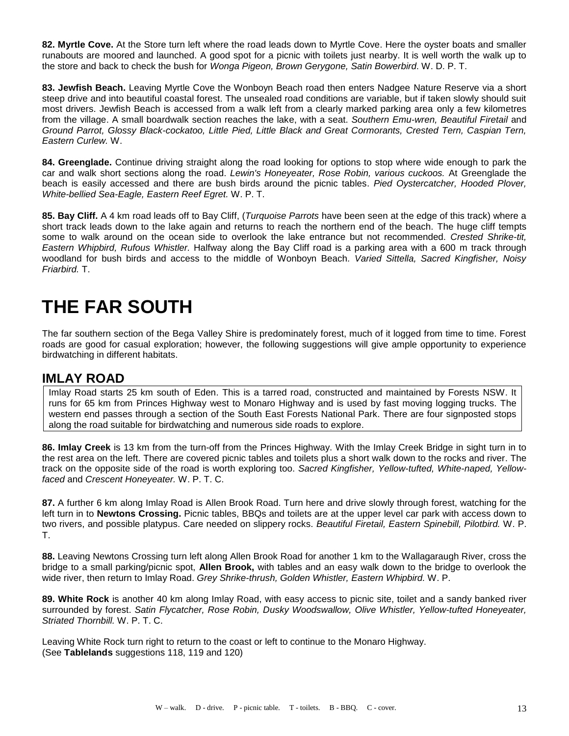**82. Myrtle Cove.** At the Store turn left where the road leads down to Myrtle Cove. Here the oyster boats and smaller runabouts are moored and launched. A good spot for a picnic with toilets just nearby. It is well worth the walk up to the store and back to check the bush for *Wonga Pigeon, Brown Gerygone, Satin Bowerbird*. W. D. P. T.

**83. Jewfish Beach.** Leaving Myrtle Cove the Wonboyn Beach road then enters Nadgee Nature Reserve via a short steep drive and into beautiful coastal forest. The unsealed road conditions are variable, but if taken slowly should suit most drivers. Jewfish Beach is accessed from a walk left from a clearly marked parking area only a few kilometres from the village. A small boardwalk section reaches the lake, with a seat. *Southern Emu-wren, Beautiful Firetail* and *Ground Parrot, Glossy Black-cockatoo, Little Pied, Little Black and Great Cormorants, Crested Tern, Caspian Tern, Eastern Curlew.* W.

**84. Greenglade.** Continue driving straight along the road looking for options to stop where wide enough to park the car and walk short sections along the road. *Lewin's Honeyeater, Rose Robin, various cuckoos.* At Greenglade the beach is easily accessed and there are bush birds around the picnic tables. *Pied Oystercatcher, Hooded Plover, White-bellied Sea-Eagle, Eastern Reef Egret.* W. P. T.

**85. Bay Cliff.** A 4 km road leads off to Bay Cliff, (*Turquoise Parrots* have been seen at the edge of this track) where a short track leads down to the lake again and returns to reach the northern end of the beach. The huge cliff tempts some to walk around on the ocean side to overlook the lake entrance but not recommended. *Crested Shrike-tit, Eastern Whipbird, Rufous Whistler.* Halfway along the Bay Cliff road is a parking area with a 600 m track through woodland for bush birds and access to the middle of Wonboyn Beach. *Varied Sittella, Sacred Kingfisher, Noisy Friarbird.* T.

# THE FAR SOUTH

The far southern section of the Bega Valley Shire is predominately forest, much of it logged from time to time. Forest roads are good for casual exploration; however, the following suggestions will give ample opportunity to experience birdwatching in different habitats.

## IMLAY ROAD

Imlay Road starts 25 km south of Eden. This is a tarred road, constructed and maintained by Forests NSW. It runs for 65 km from Princes Highway west to Monaro Highway and is used by fast moving logging trucks. The western end passes through a section of the South East Forests National Park. There are four signposted stops along the road suitable for birdwatching and numerous side roads to explore.

**86. Imlay Creek** is 13 km from the turn-off from the Princes Highway. With the Imlay Creek Bridge in sight turn in to the rest area on the left. There are covered picnic tables and toilets plus a short walk down to the rocks and river. The track on the opposite side of the road is worth exploring too. *Sacred Kingfisher, Yellow-tufted, White-naped, Yellow-faced* and *Crescent Honeyeater.* W. P. T. C.

**87.** A further 6 km along Imlay Road is Allen Brook Road. Turn here and drive slowly through forest, watching for the left turn in to **Newtons Crossing.** Picnic tables, BBQs and toilets are at the upper level car park with access down to two rivers, and possible platypus. Care needed on slippery rocks. *Beautiful Firetail, Eastern Spinebill, Pilotbird.* W. P. T.

**88.** Leaving Newtons Crossing turn left along Allen Brook Road for another 1 km to the Wallagaraugh River, cross the bridge to a small parking/picnic spot, **Allen Brook,** with tables and an easy walk down to the bridge to overlook the wide river, then return to Imlay Road. *Grey Shrike-thrush, Golden Whistler, Eastern Whipbird.* W. P.

**89. White Rock** is another 40 km along Imlay Road, with easy access to picnic site, toilet and a sandy banked river surrounded by forest. *Satin Flycatcher, Rose Robin, Dusky Woodswallow, Olive Whistler, Yellow-tufted Honeyeater, Striated Thornbill.* W. P. T. C.

Leaving White Rock turn right to return to the coast or left to continue to the Monaro Highway.
(See **Tablelands** suggestions 118, 119 and 120)

W – walk. D - drive. P - picnic table. T - toilets. B - BBQ. C - cover.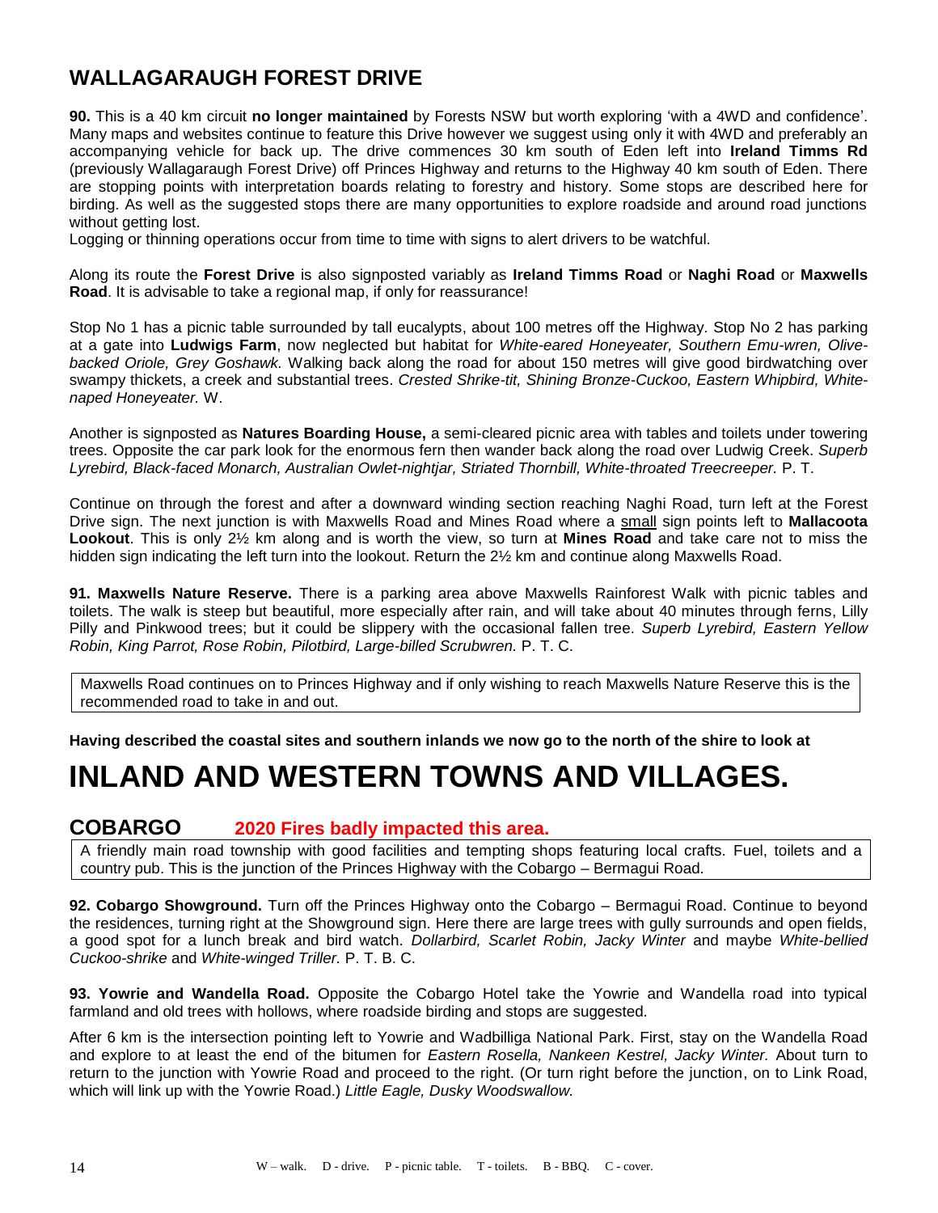## WALLAGARAUGH FOREST DRIVE

**90.** This is a 40 km circuit **no longer maintained** by Forests NSW but worth exploring 'with a 4WD and confidence'. Many maps and websites continue to feature this Drive however we suggest using only it with 4WD and preferably an accompanying vehicle for back up. The drive commences 30 km south of Eden left into **Ireland Timms Rd** (previously Wallagaraugh Forest Drive) off Princes Highway and returns to the Highway 40 km south of Eden. There are stopping points with interpretation boards relating to forestry and history. Some stops are described here for birding. As well as the suggested stops there are many opportunities to explore roadside and around road junctions without getting lost.
Logging or thinning operations occur from time to time with signs to alert drivers to be watchful.

Along its route the **Forest Drive** is also signposted variably as **Ireland Timms Road** or **Naghi Road** or **Maxwells Road**. It is advisable to take a regional map, if only for reassurance!

Stop No 1 has a picnic table surrounded by tall eucalypts, about 100 metres off the Highway. Stop No 2 has parking at a gate into **Ludwigs Farm**, now neglected but habitat for *White-eared Honeyeater, Southern Emu-wren, Olive-backed Oriole, Grey Goshawk.* Walking back along the road for about 150 metres will give good birdwatching over swampy thickets, a creek and substantial trees. *Crested Shrike-tit, Shining Bronze-Cuckoo, Eastern Whipbird, White-naped Honeyeater.* W.

Another is signposted as **Natures Boarding House,** a semi-cleared picnic area with tables and toilets under towering trees. Opposite the car park look for the enormous fern then wander back along the road over Ludwig Creek. *Superb Lyrebird, Black-faced Monarch, Australian Owlet-nightjar, Striated Thornbill, White-throated Treecreeper.* P. T.

Continue on through the forest and after a downward winding section reaching Naghi Road, turn left at the Forest Drive sign. The next junction is with Maxwells Road and Mines Road where a small sign points left to **Mallacoota Lookout**. This is only 2½ km along and is worth the view, so turn at **Mines Road** and take care not to miss the hidden sign indicating the left turn into the lookout. Return the 2½ km and continue along Maxwells Road.

**91. Maxwells Nature Reserve.** There is a parking area above Maxwells Rainforest Walk with picnic tables and toilets. The walk is steep but beautiful, more especially after rain, and will take about 40 minutes through ferns, Lilly Pilly and Pinkwood trees; but it could be slippery with the occasional fallen tree. *Superb Lyrebird, Eastern Yellow Robin, King Parrot, Rose Robin, Pilotbird, Large-billed Scrubwren.* P. T. C.

Maxwells Road continues on to Princes Highway and if only wishing to reach Maxwells Nature Reserve this is the recommended road to take in and out.

**Having described the coastal sites and southern inlands we now go to the north of the shire to look at**

# INLAND AND WESTERN TOWNS AND VILLAGES.

## COBARGO 2020 Fires badly impacted this area.

A friendly main road township with good facilities and tempting shops featuring local crafts. Fuel, toilets and a country pub. This is the junction of the Princes Highway with the Cobargo – Bermagui Road.

**92. Cobargo Showground.** Turn off the Princes Highway onto the Cobargo – Bermagui Road. Continue to beyond the residences, turning right at the Showground sign. Here there are large trees with gully surrounds and open fields, a good spot for a lunch break and bird watch. *Dollarbird, Scarlet Robin, Jacky Winter* and maybe *White-bellied Cuckoo-shrike* and *White-winged Triller.* P. T. B. C.

**93. Yowrie and Wandella Road.** Opposite the Cobargo Hotel take the Yowrie and Wandella road into typical farmland and old trees with hollows, where roadside birding and stops are suggested.

After 6 km is the intersection pointing left to Yowrie and Wadbilliga National Park. First, stay on the Wandella Road and explore to at least the end of the bitumen for *Eastern Rosella, Nankeen Kestrel, Jacky Winter.* About turn to return to the junction with Yowrie Road and proceed to the right. (Or turn right before the junction, on to Link Road, which will link up with the Yowrie Road.) *Little Eagle, Dusky Woodswallow.*

W – walk. D - drive. P - picnic table. T - toilets. B - BBQ. C - cover.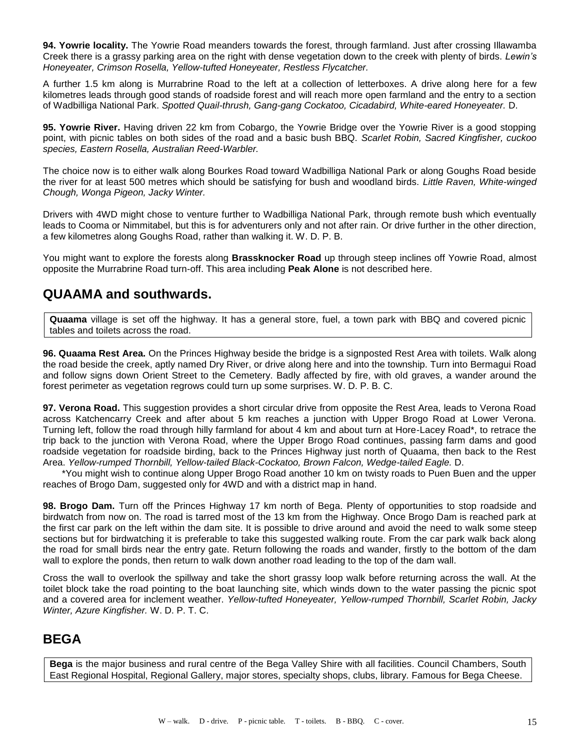**94. Yowrie locality.** The Yowrie Road meanders towards the forest, through farmland. Just after crossing Illawamba Creek there is a grassy parking area on the right with dense vegetation down to the creek with plenty of birds. *Lewin's Honeyeater, Crimson Rosella, Yellow-tufted Honeyeater, Restless Flycatcher.*

A further 1.5 km along is Murrabrine Road to the left at a collection of letterboxes. A drive along here for a few kilometres leads through good stands of roadside forest and will reach more open farmland and the entry to a section of Wadbilliga National Park. *Spotted Quail-thrush, Gang-gang Cockatoo, Cicadabird, White-eared Honeyeater.* D.

**95. Yowrie River.** Having driven 22 km from Cobargo, the Yowrie Bridge over the Yowrie River is a good stopping point, with picnic tables on both sides of the road and a basic bush BBQ. *Scarlet Robin, Sacred Kingfisher, cuckoo species, Eastern Rosella, Australian Reed-Warbler.*

The choice now is to either walk along Bourkes Road toward Wadbilliga National Park or along Goughs Road beside the river for at least 500 metres which should be satisfying for bush and woodland birds. *Little Raven, White-winged Chough, Wonga Pigeon, Jacky Winter.*

Drivers with 4WD might chose to venture further to Wadbilliga National Park, through remote bush which eventually leads to Cooma or Nimmitabel, but this is for adventurers only and not after rain. Or drive further in the other direction, a few kilometres along Goughs Road, rather than walking it. W. D. P. B.

You might want to explore the forests along **Brassknocker Road** up through steep inclines off Yowrie Road, almost opposite the Murrabrine Road turn-off. This area including **Peak Alone** is not described here.

## QUAAMA and southwards.

**Quaama** village is set off the highway. It has a general store, fuel, a town park with BBQ and covered picnic tables and toilets across the road.

**96. Quaama Rest Area.** On the Princes Highway beside the bridge is a signposted Rest Area with toilets. Walk along the road beside the creek, aptly named Dry River, or drive along here and into the township. Turn into Bermagui Road and follow signs down Orient Street to the Cemetery. Badly affected by fire, with old graves, a wander around the forest perimeter as vegetation regrows could turn up some surprises. W. D. P. B. C.

**97. Verona Road.** This suggestion provides a short circular drive from opposite the Rest Area, leads to Verona Road across Katchencarry Creek and after about 5 km reaches a junction with Upper Brogo Road at Lower Verona. Turning left, follow the road through hilly farmland for about 4 km and about turn at Hore-Lacey Road*, to retrace the trip back to the junction with Verona Road, where the Upper Brogo Road continues, passing farm dams and good roadside vegetation for roadside birding, back to the Princes Highway just north of Quaama, then back to the Rest Area. *Yellow-rumped Thornbill, Yellow-tailed Black-Cockatoo, Brown Falcon, Wedge-tailed Eagle.* D.

*You might wish to continue along Upper Brogo Road another 10 km on twisty roads to Puen Buen and the upper reaches of Brogo Dam, suggested only for 4WD and with a district map in hand.

**98. Brogo Dam.** Turn off the Princes Highway 17 km north of Bega. Plenty of opportunities to stop roadside and birdwatch from now on. The road is tarred most of the 13 km from the Highway. Once Brogo Dam is reached park at the first car park on the left within the dam site. It is possible to drive around and avoid the need to walk some steep sections but for birdwatching it is preferable to take this suggested walking route. From the car park walk back along the road for small birds near the entry gate. Return following the roads and wander, firstly to the bottom of the dam wall to explore the ponds, then return to walk down another road leading to the top of the dam wall.

Cross the wall to overlook the spillway and take the short grassy loop walk before returning across the wall. At the toilet block take the road pointing to the boat launching site, which winds down to the water passing the picnic spot and a covered area for inclement weather. *Yellow-tufted Honeyeater, Yellow-rumped Thornbill, Scarlet Robin, Jacky Winter, Azure Kingfisher.* W. D. P. T. C.

## BEGA

**Bega** is the major business and rural centre of the Bega Valley Shire with all facilities. Council Chambers, South East Regional Hospital, Regional Gallery, major stores, specialty shops, clubs, library. Famous for Bega Cheese.

W – walk. D - drive. P - picnic table. T - toilets. B - BBQ. C - cover.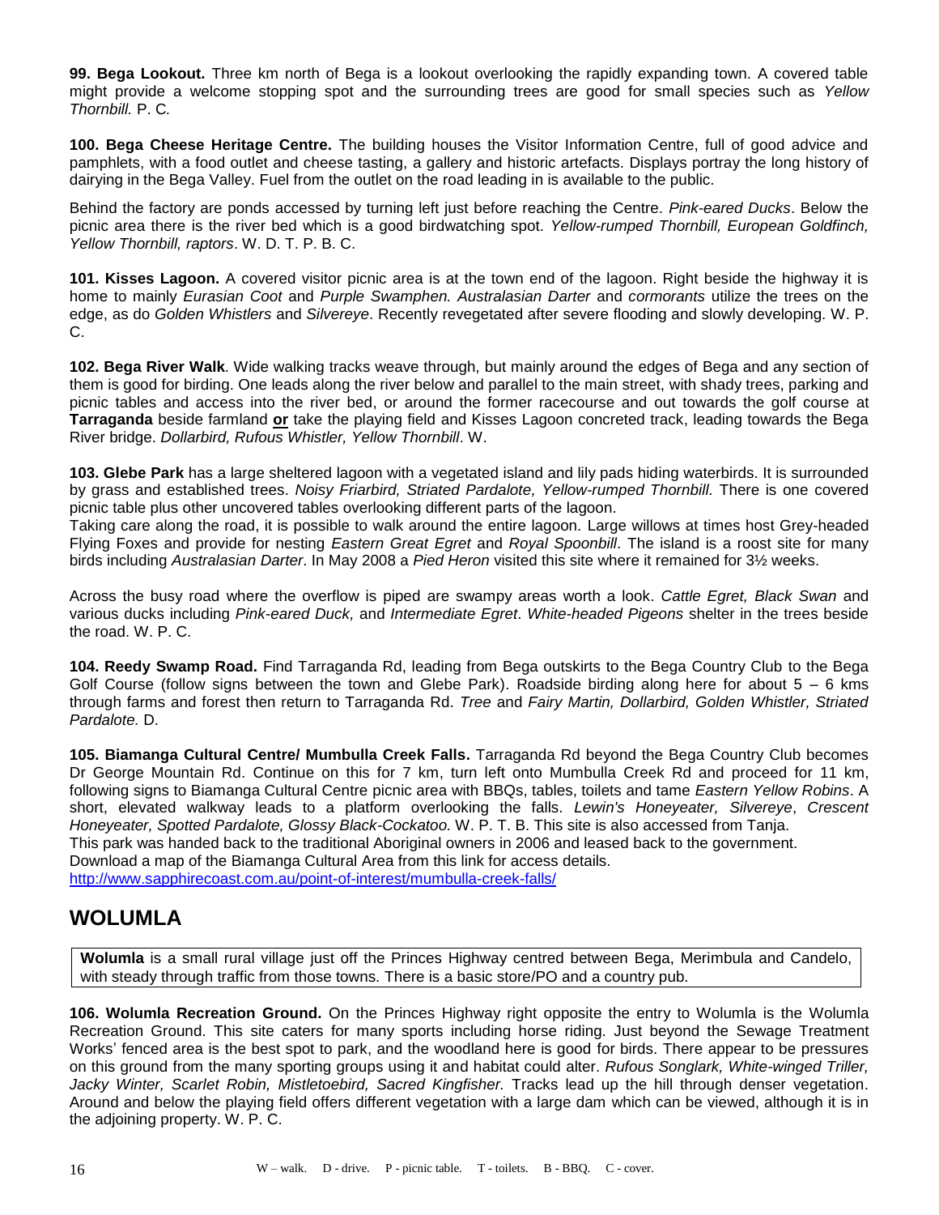**99. Bega Lookout.** Three km north of Bega is a lookout overlooking the rapidly expanding town. A covered table might provide a welcome stopping spot and the surrounding trees are good for small species such as *Yellow Thornbill.* P. C.

**100. Bega Cheese Heritage Centre.** The building houses the Visitor Information Centre, full of good advice and pamphlets, with a food outlet and cheese tasting, a gallery and historic artefacts. Displays portray the long history of dairying in the Bega Valley. Fuel from the outlet on the road leading in is available to the public.

Behind the factory are ponds accessed by turning left just before reaching the Centre. *Pink-eared Ducks*. Below the picnic area there is the river bed which is a good birdwatching spot. *Yellow-rumped Thornbill, European Goldfinch, Yellow Thornbill, raptors*. W. D. T. P. B. C.

**101. Kisses Lagoon.** A covered visitor picnic area is at the town end of the lagoon. Right beside the highway it is home to mainly *Eurasian Coot* and *Purple Swamphen. Australasian Darter* and *cormorants* utilize the trees on the edge, as do *Golden Whistlers* and *Silvereye*. Recently revegetated after severe flooding and slowly developing. W. P. C.

**102. Bega River Walk**. Wide walking tracks weave through, but mainly around the edges of Bega and any section of them is good for birding. One leads along the river below and parallel to the main street, with shady trees, parking and picnic tables and access into the river bed, or around the former racecourse and out towards the golf course at **Tarraganda** beside farmland **or** take the playing field and Kisses Lagoon concreted track, leading towards the Bega River bridge. *Dollarbird, Rufous Whistler, Yellow Thornbill*. W.

**103. Glebe Park** has a large sheltered lagoon with a vegetated island and lily pads hiding waterbirds. It is surrounded by grass and established trees. *Noisy Friarbird, Striated Pardalote, Yellow-rumped Thornbill.* There is one covered picnic table plus other uncovered tables overlooking different parts of the lagoon.
Taking care along the road, it is possible to walk around the entire lagoon. Large willows at times host Grey-headed Flying Foxes and provide for nesting *Eastern Great Egret* and *Royal Spoonbill*. The island is a roost site for many birds including *Australasian Darter*. In May 2008 a *Pied Heron* visited this site where it remained for 3½ weeks.

Across the busy road where the overflow is piped are swampy areas worth a look. *Cattle Egret, Black Swan* and various ducks including *Pink-eared Duck,* and *Intermediate Egret*. *White-headed Pigeons* shelter in the trees beside the road. W. P. C.

**104. Reedy Swamp Road.** Find Tarraganda Rd, leading from Bega outskirts to the Bega Country Club to the Bega Golf Course (follow signs between the town and Glebe Park). Roadside birding along here for about 5 – 6 kms through farms and forest then return to Tarraganda Rd. *Tree* and *Fairy Martin, Dollarbird, Golden Whistler, Striated Pardalote.* D.

**105. Biamanga Cultural Centre/ Mumbulla Creek Falls.** Tarraganda Rd beyond the Bega Country Club becomes Dr George Mountain Rd. Continue on this for 7 km, turn left onto Mumbulla Creek Rd and proceed for 11 km, following signs to Biamanga Cultural Centre picnic area with BBQs, tables, toilets and tame *Eastern Yellow Robins*. A short, elevated walkway leads to a platform overlooking the falls. *Lewin's Honeyeater, Silvereye*, *Crescent Honeyeater, Spotted Pardalote, Glossy Black-Cockatoo.* W. P. T. B. This site is also accessed from Tanja.
This park was handed back to the traditional Aboriginal owners in 2006 and leased back to the government.
Download a map of the Biamanga Cultural Area from this link for access details.
http://www.sapphirecoast.com.au/point-of-interest/mumbulla-creek-falls/

## WOLUMLA

**Wolumla** is a small rural village just off the Princes Highway centred between Bega, Merimbula and Candelo, with steady through traffic from those towns. There is a basic store/PO and a country pub.

**106. Wolumla Recreation Ground.** On the Princes Highway right opposite the entry to Wolumla is the Wolumla Recreation Ground. This site caters for many sports including horse riding. Just beyond the Sewage Treatment Works' fenced area is the best spot to park, and the woodland here is good for birds. There appear to be pressures on this ground from the many sporting groups using it and habitat could alter. *Rufous Songlark, White-winged Triller, Jacky Winter, Scarlet Robin, Mistletoebird, Sacred Kingfisher.* Tracks lead up the hill through denser vegetation. Around and below the playing field offers different vegetation with a large dam which can be viewed, although it is in the adjoining property. W. P. C.

W – walk. D - drive. P - picnic table. T - toilets. B - BBQ. C - cover.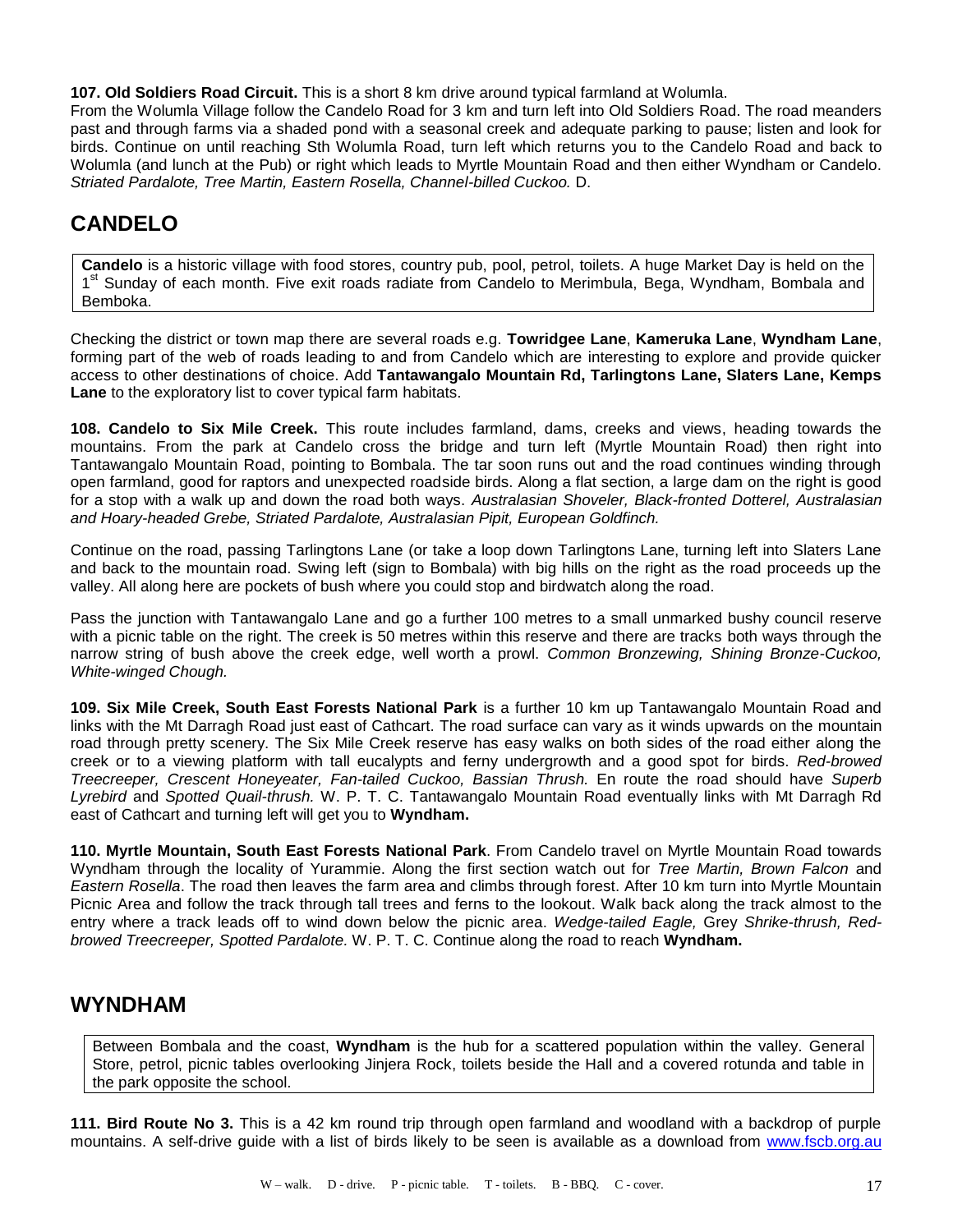**107. Old Soldiers Road Circuit.** This is a short 8 km drive around typical farmland at Wolumla.
From the Wolumla Village follow the Candelo Road for 3 km and turn left into Old Soldiers Road. The road meanders past and through farms via a shaded pond with a seasonal creek and adequate parking to pause; listen and look for birds. Continue on until reaching Sth Wolumla Road, turn left which returns you to the Candelo Road and back to Wolumla (and lunch at the Pub) or right which leads to Myrtle Mountain Road and then either Wyndham or Candelo. *Striated Pardalote, Tree Martin, Eastern Rosella, Channel-billed Cuckoo.* D.

## CANDELO

**Candelo** is a historic village with food stores, country pub, pool, petrol, toilets. A huge Market Day is held on the 1st Sunday of each month. Five exit roads radiate from Candelo to Merimbula, Bega, Wyndham, Bombala and Bemboka.

Checking the district or town map there are several roads e.g. **Towridgee Lane**, **Kameruka Lane**, **Wyndham Lane**, forming part of the web of roads leading to and from Candelo which are interesting to explore and provide quicker access to other destinations of choice. Add **Tantawangalo Mountain Rd, Tarlingtons Lane, Slaters Lane, Kemps Lane** to the exploratory list to cover typical farm habitats.

**108. Candelo to Six Mile Creek.** This route includes farmland, dams, creeks and views, heading towards the mountains. From the park at Candelo cross the bridge and turn left (Myrtle Mountain Road) then right into Tantawangalo Mountain Road, pointing to Bombala. The tar soon runs out and the road continues winding through open farmland, good for raptors and unexpected roadside birds. Along a flat section, a large dam on the right is good for a stop with a walk up and down the road both ways. *Australasian Shoveler, Black-fronted Dotterel, Australasian and Hoary-headed Grebe, Striated Pardalote, Australasian Pipit, European Goldfinch.*

Continue on the road, passing Tarlingtons Lane (or take a loop down Tarlingtons Lane, turning left into Slaters Lane and back to the mountain road. Swing left (sign to Bombala) with big hills on the right as the road proceeds up the valley. All along here are pockets of bush where you could stop and birdwatch along the road.

Pass the junction with Tantawangalo Lane and go a further 100 metres to a small unmarked bushy council reserve with a picnic table on the right. The creek is 50 metres within this reserve and there are tracks both ways through the narrow string of bush above the creek edge, well worth a prowl. *Common Bronzewing, Shining Bronze-Cuckoo, White-winged Chough.*

**109. Six Mile Creek, South East Forests National Park** is a further 10 km up Tantawangalo Mountain Road and links with the Mt Darragh Road just east of Cathcart. The road surface can vary as it winds upwards on the mountain road through pretty scenery. The Six Mile Creek reserve has easy walks on both sides of the road either along the creek or to a viewing platform with tall eucalypts and ferny undergrowth and a good spot for birds. *Red-browed Treecreeper, Crescent Honeyeater, Fan-tailed Cuckoo, Bassian Thrush.* En route the road should have *Superb Lyrebird* and *Spotted Quail-thrush.* W. P. T. C. Tantawangalo Mountain Road eventually links with Mt Darragh Rd east of Cathcart and turning left will get you to **Wyndham.**

**110. Myrtle Mountain, South East Forests National Park**. From Candelo travel on Myrtle Mountain Road towards Wyndham through the locality of Yurammie. Along the first section watch out for *Tree Martin, Brown Falcon* and *Eastern Rosella*. The road then leaves the farm area and climbs through forest. After 10 km turn into Myrtle Mountain Picnic Area and follow the track through tall trees and ferns to the lookout. Walk back along the track almost to the entry where a track leads off to wind down below the picnic area. *Wedge-tailed Eagle,* Grey *Shrike-thrush, Red-browed Treecreeper, Spotted Pardalote.* W. P. T. C. Continue along the road to reach **Wyndham.**

## WYNDHAM

Between Bombala and the coast, **Wyndham** is the hub for a scattered population within the valley. General Store, petrol, picnic tables overlooking Jinjera Rock, toilets beside the Hall and a covered rotunda and table in the park opposite the school.

**111. Bird Route No 3.** This is a 42 km round trip through open farmland and woodland with a backdrop of purple mountains. A self-drive guide with a list of birds likely to be seen is available as a download from www.fscb.org.au

W – walk. D - drive. P - picnic table. T - toilets. B - BBQ. C - cover.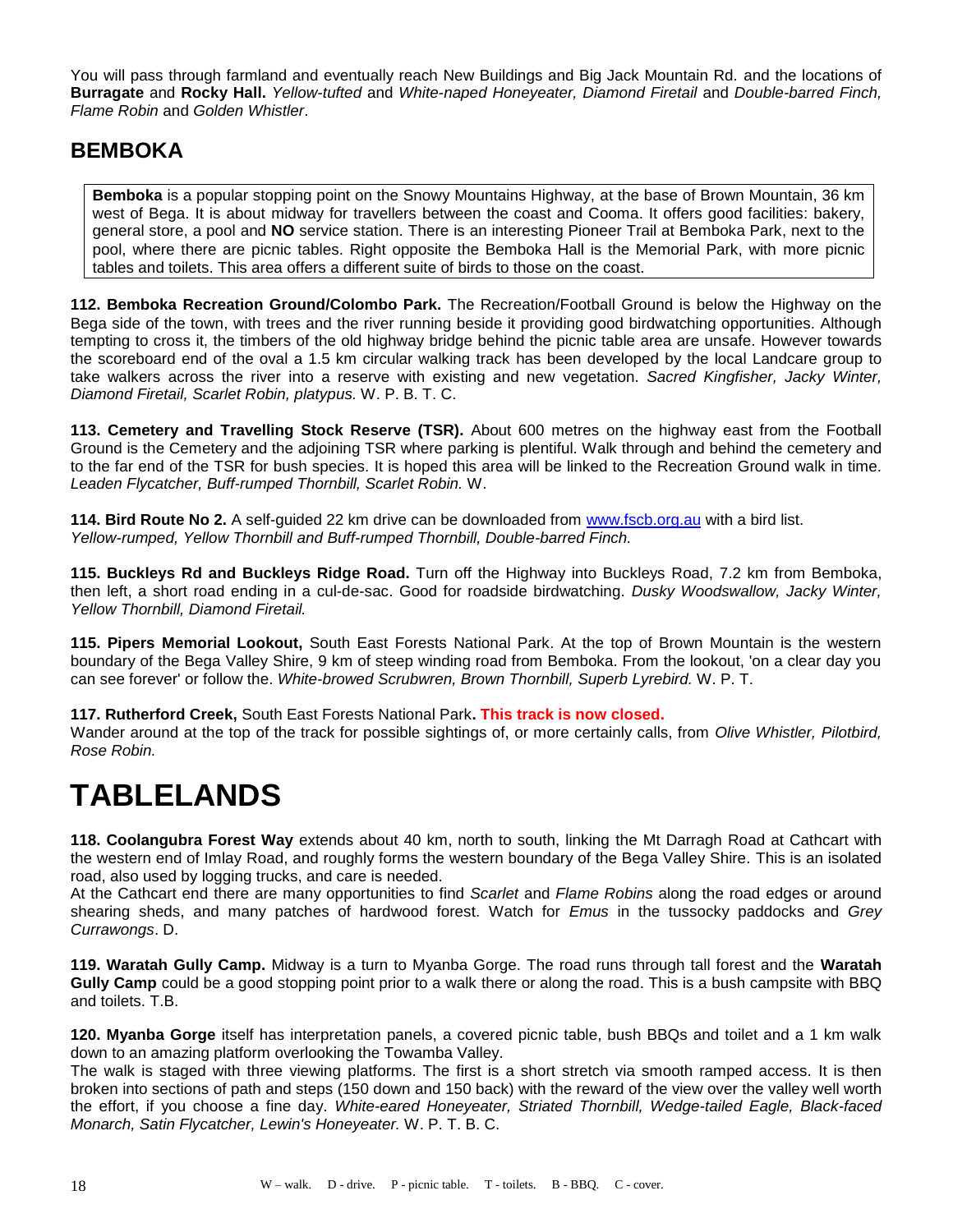You will pass through farmland and eventually reach New Buildings and Big Jack Mountain Rd. and the locations of **Burragate** and **Rocky Hall.** *Yellow-tufted* and *White-naped Honeyeater, Diamond Firetail* and *Double-barred Finch, Flame Robin* and *Golden Whistler*.

## BEMBOKA

**Bemboka** is a popular stopping point on the Snowy Mountains Highway, at the base of Brown Mountain, 36 km west of Bega. It is about midway for travellers between the coast and Cooma. It offers good facilities: bakery, general store, a pool and **NO** service station. There is an interesting Pioneer Trail at Bemboka Park, next to the pool, where there are picnic tables. Right opposite the Bemboka Hall is the Memorial Park, with more picnic tables and toilets. This area offers a different suite of birds to those on the coast.

**112. Bemboka Recreation Ground/Colombo Park.** The Recreation/Football Ground is below the Highway on the Bega side of the town, with trees and the river running beside it providing good birdwatching opportunities. Although tempting to cross it, the timbers of the old highway bridge behind the picnic table area are unsafe. However towards the scoreboard end of the oval a 1.5 km circular walking track has been developed by the local Landcare group to take walkers across the river into a reserve with existing and new vegetation. *Sacred Kingfisher, Jacky Winter, Diamond Firetail, Scarlet Robin, platypus.* W. P. B. T. C.

**113. Cemetery and Travelling Stock Reserve (TSR).** About 600 metres on the highway east from the Football Ground is the Cemetery and the adjoining TSR where parking is plentiful. Walk through and behind the cemetery and to the far end of the TSR for bush species. It is hoped this area will be linked to the Recreation Ground walk in time. *Leaden Flycatcher, Buff-rumped Thornbill, Scarlet Robin.* W.

**114. Bird Route No 2.** A self-guided 22 km drive can be downloaded from www.fscb.org.au with a bird list.
*Yellow-rumped, Yellow Thornbill and Buff-rumped Thornbill, Double-barred Finch.*

**115. Buckleys Rd and Buckleys Ridge Road.** Turn off the Highway into Buckleys Road, 7.2 km from Bemboka, then left, a short road ending in a cul-de-sac. Good for roadside birdwatching. *Dusky Woodswallow, Jacky Winter, Yellow Thornbill, Diamond Firetail.*

**115. Pipers Memorial Lookout,** South East Forests National Park. At the top of Brown Mountain is the western boundary of the Bega Valley Shire, 9 km of steep winding road from Bemboka. From the lookout, 'on a clear day you can see forever' or follow the. *White-browed Scrubwren, Brown Thornbill, Superb Lyrebird.* W. P. T.

**117. Rutherford Creek,** South East Forests National Park**. This track is now closed.**
Wander around at the top of the track for possible sightings of, or more certainly calls, from *Olive Whistler, Pilotbird, Rose Robin.*

# TABLELANDS

**118. Coolangubra Forest Way** extends about 40 km, north to south, linking the Mt Darragh Road at Cathcart with the western end of Imlay Road, and roughly forms the western boundary of the Bega Valley Shire. This is an isolated road, also used by logging trucks, and care is needed.
At the Cathcart end there are many opportunities to find *Scarlet* and *Flame Robins* along the road edges or around shearing sheds, and many patches of hardwood forest. Watch for *Emus* in the tussocky paddocks and *Grey Currawongs*. D.

**119. Waratah Gully Camp.** Midway is a turn to Myanba Gorge. The road runs through tall forest and the **Waratah Gully Camp** could be a good stopping point prior to a walk there or along the road. This is a bush campsite with BBQ and toilets. T.B.

**120. Myanba Gorge** itself has interpretation panels, a covered picnic table, bush BBQs and toilet and a 1 km walk down to an amazing platform overlooking the Towamba Valley.
The walk is staged with three viewing platforms. The first is a short stretch via smooth ramped access. It is then broken into sections of path and steps (150 down and 150 back) with the reward of the view over the valley well worth the effort, if you choose a fine day. *White-eared Honeyeater, Striated Thornbill, Wedge-tailed Eagle, Black-faced Monarch, Satin Flycatcher, Lewin's Honeyeater.* W. P. T. B. C.

W – walk. D - drive. P - picnic table. T - toilets. B - BBQ. C - cover.